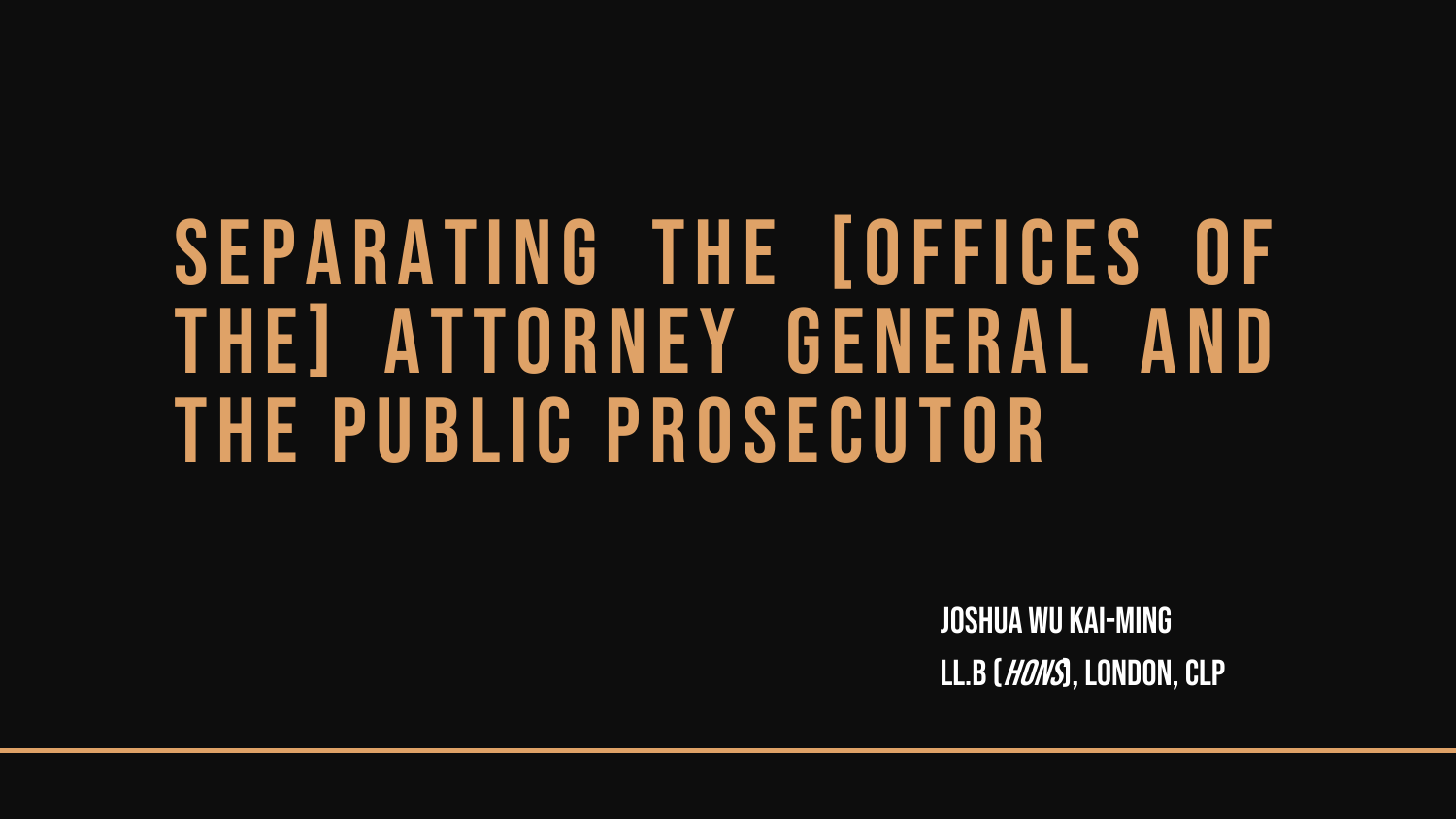# SEPARATING THE [OFFICES OF THE] ATTORNEY GENERAL AND THE PUBLIC PROSECUTOR

**JOSHUA WU KAI-MING**

**LL.B (*HONS*), LONDON, CLP**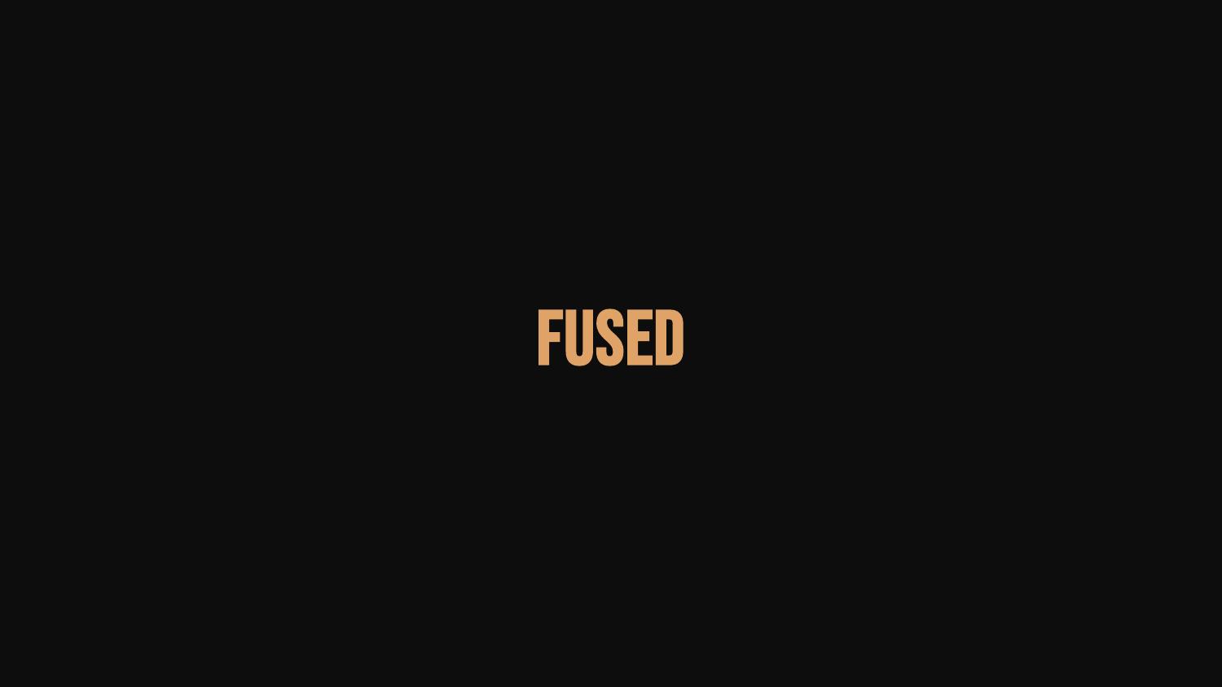# FUSED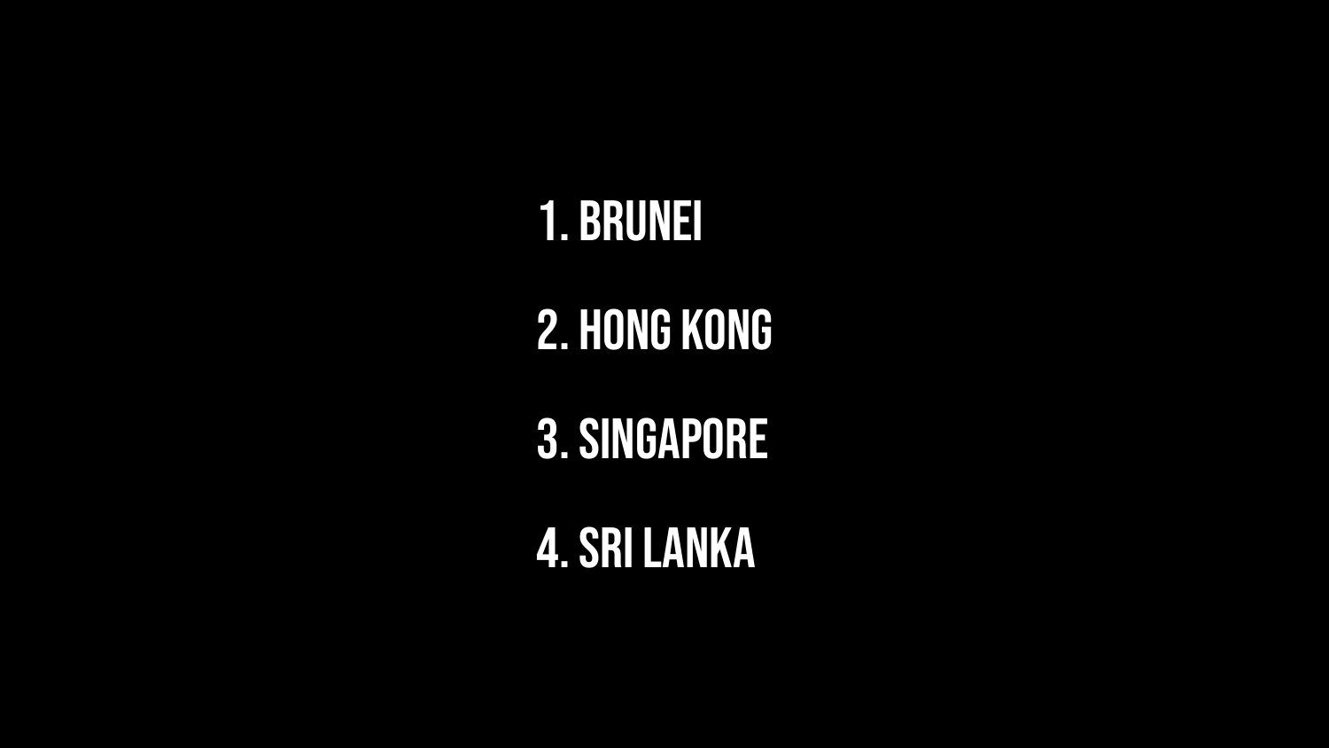1. BRUNEI
2. HONG KONG
3. SINGAPORE
4. SRI LANKA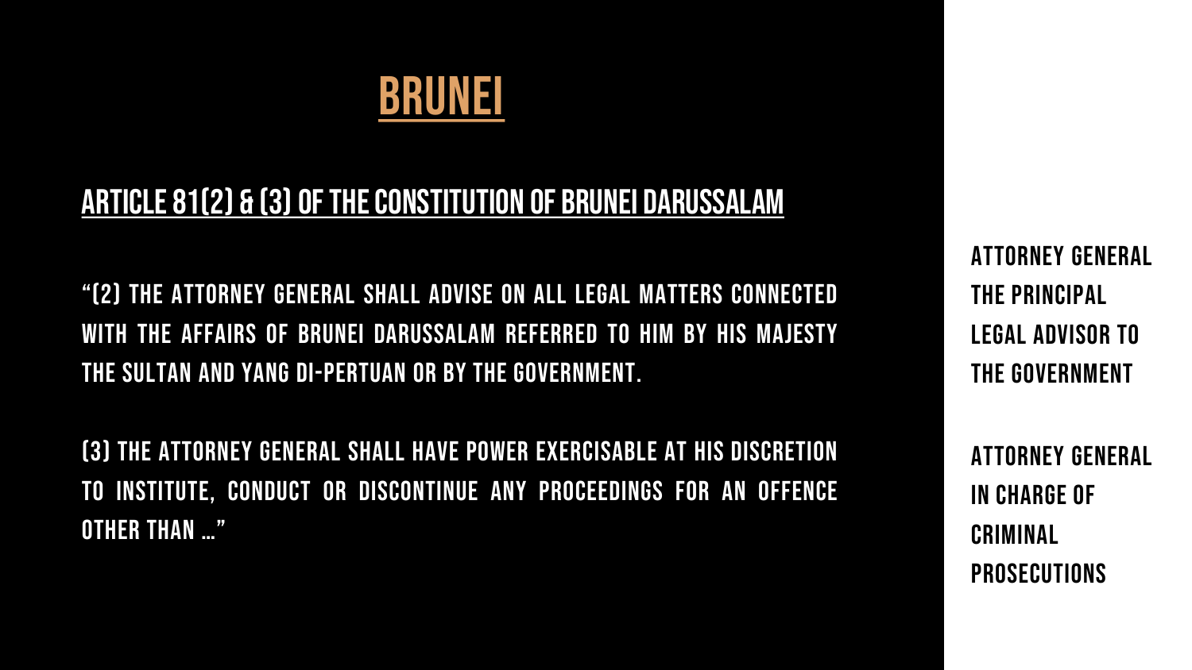# BRUNEI

## ARTICLE 81(2) & (3) OF THE CONSTITUTION OF BRUNEI DARUSSALAM

"(2) THE ATTORNEY GENERAL SHALL ADVISE ON ALL LEGAL MATTERS CONNECTED WITH THE AFFAIRS OF BRUNEI DARUSSALAM REFERRED TO HIM BY HIS MAJESTY THE SULTAN AND YANG DI-PERTUAN OR BY THE GOVERNMENT.

(3) THE ATTORNEY GENERAL SHALL HAVE POWER EXERCISABLE AT HIS DISCRETION TO INSTITUTE, CONDUCT OR DISCONTINUE ANY PROCEEDINGS FOR AN OFFENCE OTHER THAN ..."

ATTORNEY GENERAL THE PRINCIPAL LEGAL ADVISOR TO THE GOVERNMENT

ATTORNEY GENERAL IN CHARGE OF CRIMINAL PROSECUTIONS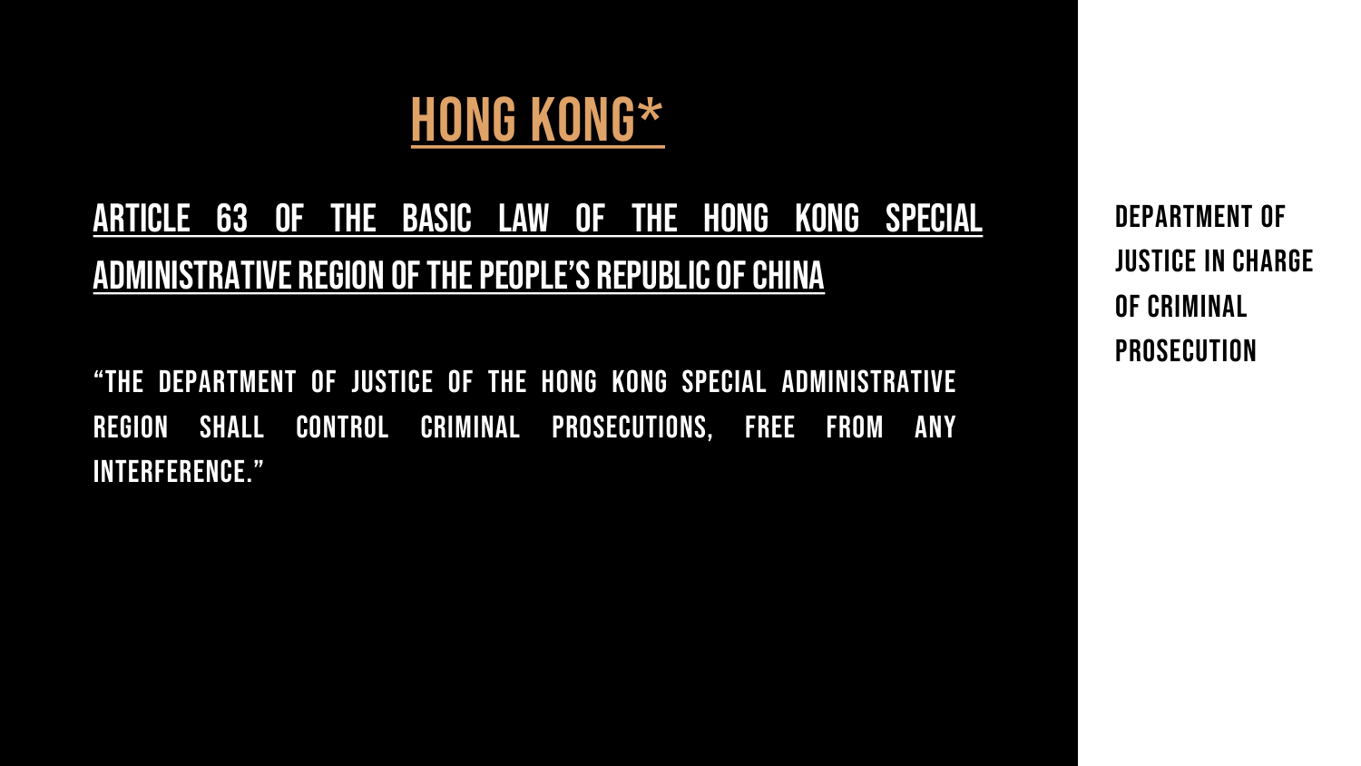# HONG KONG*

## ARTICLE 63 OF THE BASIC LAW OF THE HONG KONG SPECIAL ADMINISTRATIVE REGION OF THE PEOPLE'S REPUBLIC OF CHINA

"THE DEPARTMENT OF JUSTICE OF THE HONG KONG SPECIAL ADMINISTRATIVE REGION SHALL CONTROL CRIMINAL PROSECUTIONS, FREE FROM ANY INTERFERENCE."

**DEPARTMENT OF JUSTICE IN CHARGE OF CRIMINAL PROSECUTION**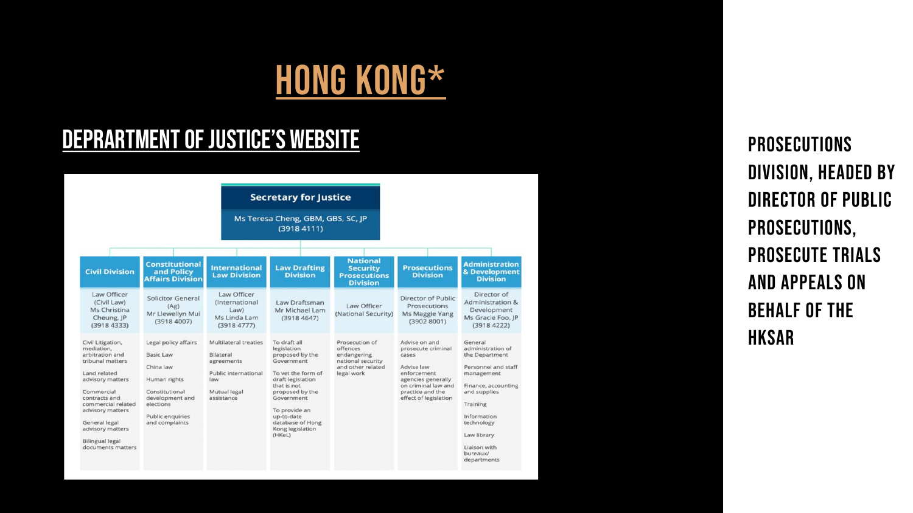# HONG KONG*

## DEPRARTMENT OF JUSTICE'S WEBSITE

**Secretary for Justice**
Ms Teresa Cheng, GBM, GBS, SC, JP
(3918 4111)

| Civil Division | Constitutional and Policy Affairs Division | International Law Division | Law Drafting Division | National Security Prosecutions Division | Prosecutions Division | Administration & Development Division |
|---|---|---|---|---|---|---|
| Law Officer (Civil Law) Ms Christina Cheung, JP (3918 4333) | Solicitor General (Ag) Mr Llewellyn Mui (3918 4007) | Law Officer (International Law) Ms Linda Lam (3918 4777) | Law Draftsman Mr Michael Lam (3918 4647) | Law Officer (National Security) | Director of Public Prosecutions Ms Maggie Yang (3902 8001) | Director of Administration & Development Ms Gracie Foo, JP (3918 4222) |
| Civil Litigation, mediation, arbitration and tribunal matters<br>Land related advisory matters<br>Commercial contracts and commercial related advisory matters<br>General legal advisory matters<br>Bilingual legal documents matters | Legal policy affairs<br>Basic Law<br>China law<br>Human rights<br>Constitutional development and elections<br>Public enquiries and complaints | Multilateral treaties<br>Bilateral agreements<br>Public international law<br>Mutual legal assistance | To draft all legislation proposed by the Government<br>To vet the form of draft legislation that is not proposed by the Government<br>To provide an up-to-date database of Hong Kong legislation (HKeL) | Prosecution of offences endangering national security and other related legal work | Advise on and prosecute criminal cases<br>Advise law enforcement agencies generally on criminal law and practice and the effect of legislation | General administration of the Department<br>Personnel and staff management<br>Finance, accounting and supplies<br>Training<br>Information technology<br>Law library<br>Liaison with bureaux/ departments |

PROSECUTIONS DIVISION, HEADED BY DIRECTOR OF PUBLIC PROSECUTIONS, PROSECUTE TRIALS AND APPEALS ON BEHALF OF THE HKSAR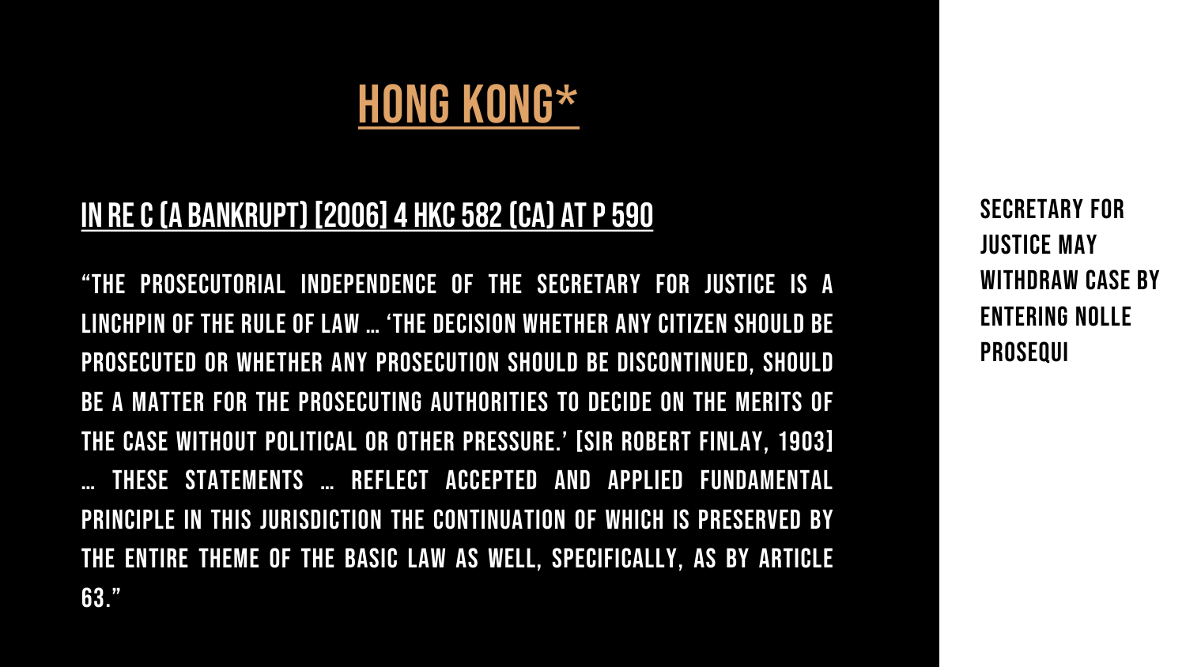# HONG KONG*

## IN RE C (A BANKRUPT) [2006] 4 HKC 582 (CA) AT P 590

"THE PROSECUTORIAL INDEPENDENCE OF THE SECRETARY FOR JUSTICE IS A LINCHPIN OF THE RULE OF LAW … 'THE DECISION WHETHER ANY CITIZEN SHOULD BE PROSECUTED OR WHETHER ANY PROSECUTION SHOULD BE DISCONTINUED, SHOULD BE A MATTER FOR THE PROSECUTING AUTHORITIES TO DECIDE ON THE MERITS OF THE CASE WITHOUT POLITICAL OR OTHER PRESSURE.' [SIR ROBERT FINLAY, 1903] … THESE STATEMENTS … REFLECT ACCEPTED AND APPLIED FUNDAMENTAL PRINCIPLE IN THIS JURISDICTION THE CONTINUATION OF WHICH IS PRESERVED BY THE ENTIRE THEME OF THE BASIC LAW AS WELL, SPECIFICALLY, AS BY ARTICLE 63."

**SECRETARY FOR JUSTICE MAY WITHDRAW CASE BY ENTERING NOLLE PROSEQUI**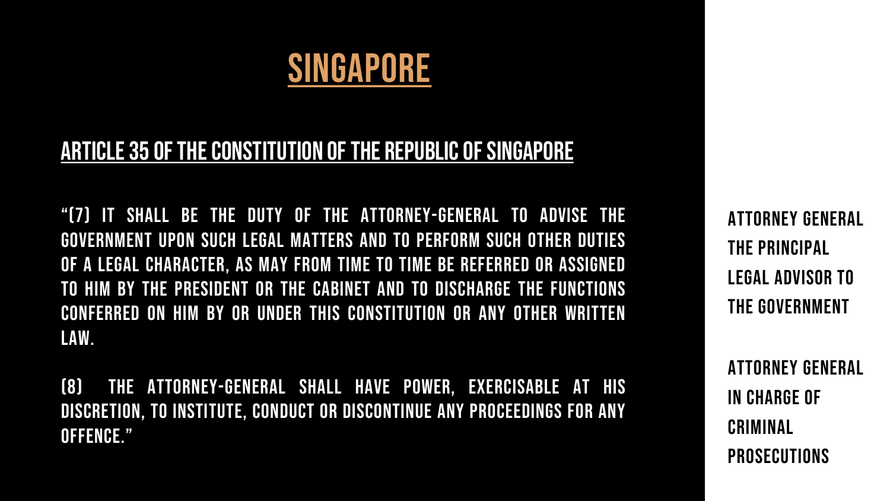# SINGAPORE

## ARTICLE 35 OF THE CONSTITUTION OF THE REPUBLIC OF SINGAPORE

"(7) IT SHALL BE THE DUTY OF THE ATTORNEY-GENERAL TO ADVISE THE GOVERNMENT UPON SUCH LEGAL MATTERS AND TO PERFORM SUCH OTHER DUTIES OF A LEGAL CHARACTER, AS MAY FROM TIME TO TIME BE REFERRED OR ASSIGNED TO HIM BY THE PRESIDENT OR THE CABINET AND TO DISCHARGE THE FUNCTIONS CONFERRED ON HIM BY OR UNDER THIS CONSTITUTION OR ANY OTHER WRITTEN LAW.

(8) THE ATTORNEY-GENERAL SHALL HAVE POWER, EXERCISABLE AT HIS DISCRETION, TO INSTITUTE, CONDUCT OR DISCONTINUE ANY PROCEEDINGS FOR ANY OFFENCE."

ATTORNEY GENERAL THE PRINCIPAL LEGAL ADVISOR TO THE GOVERNMENT

ATTORNEY GENERAL IN CHARGE OF CRIMINAL PROSECUTIONS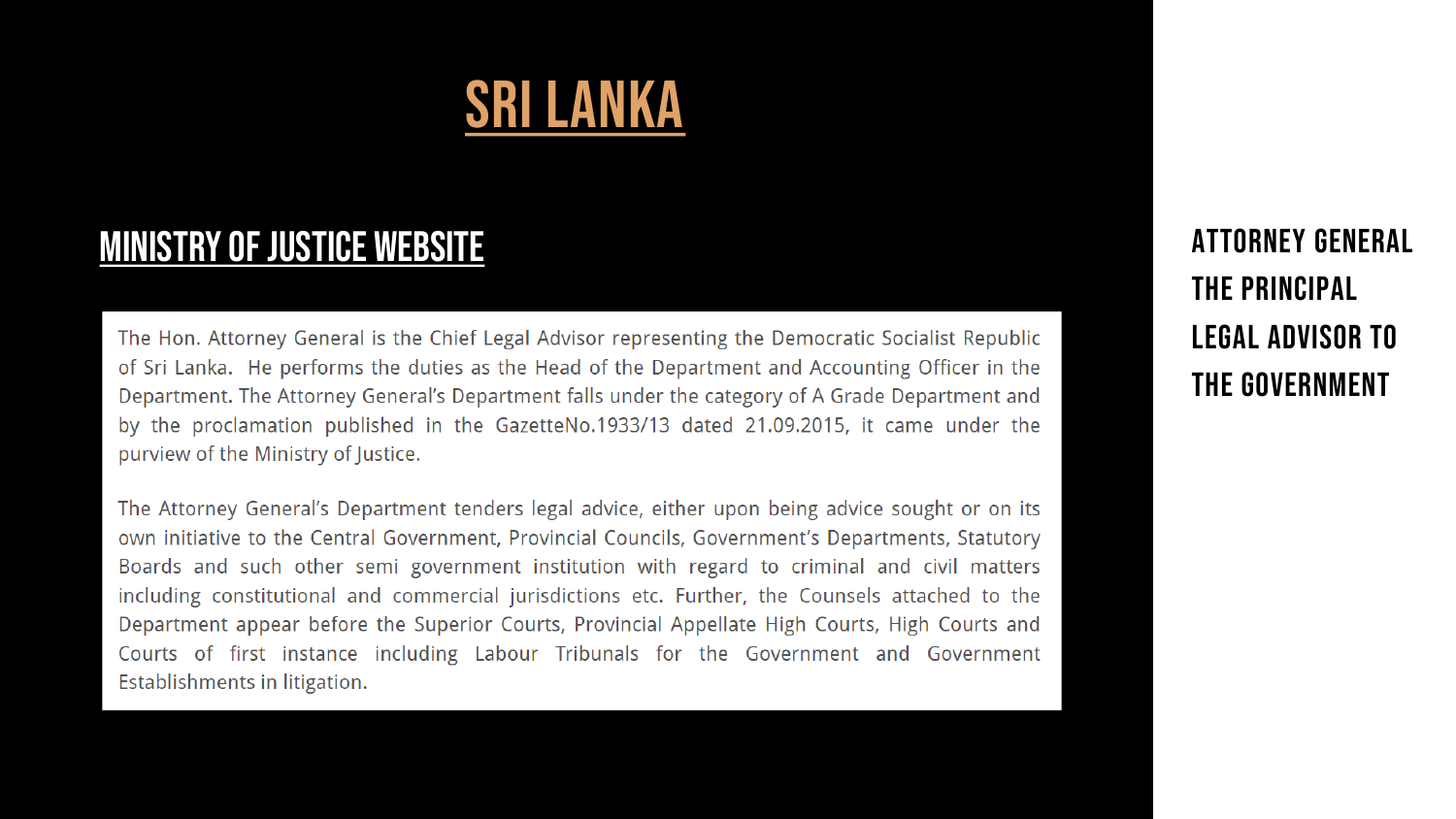# SRI LANKA

## MINISTRY OF JUSTICE WEBSITE

The Hon. Attorney General is the Chief Legal Advisor representing the Democratic Socialist Republic of Sri Lanka. He performs the duties as the Head of the Department and Accounting Officer in the Department. The Attorney General's Department falls under the category of A Grade Department and by the proclamation published in the GazetteNo.1933/13 dated 21.09.2015, it came under the purview of the Ministry of Justice.

The Attorney General's Department tenders legal advice, either upon being advice sought or on its own initiative to the Central Government, Provincial Councils, Government's Departments, Statutory Boards and such other semi government institution with regard to criminal and civil matters including constitutional and commercial jurisdictions etc. Further, the Counsels attached to the Department appear before the Superior Courts, Provincial Appellate High Courts, High Courts and Courts of first instance including Labour Tribunals for the Government and Government Establishments in litigation.

**ATTORNEY GENERAL THE PRINCIPAL LEGAL ADVISOR TO THE GOVERNMENT**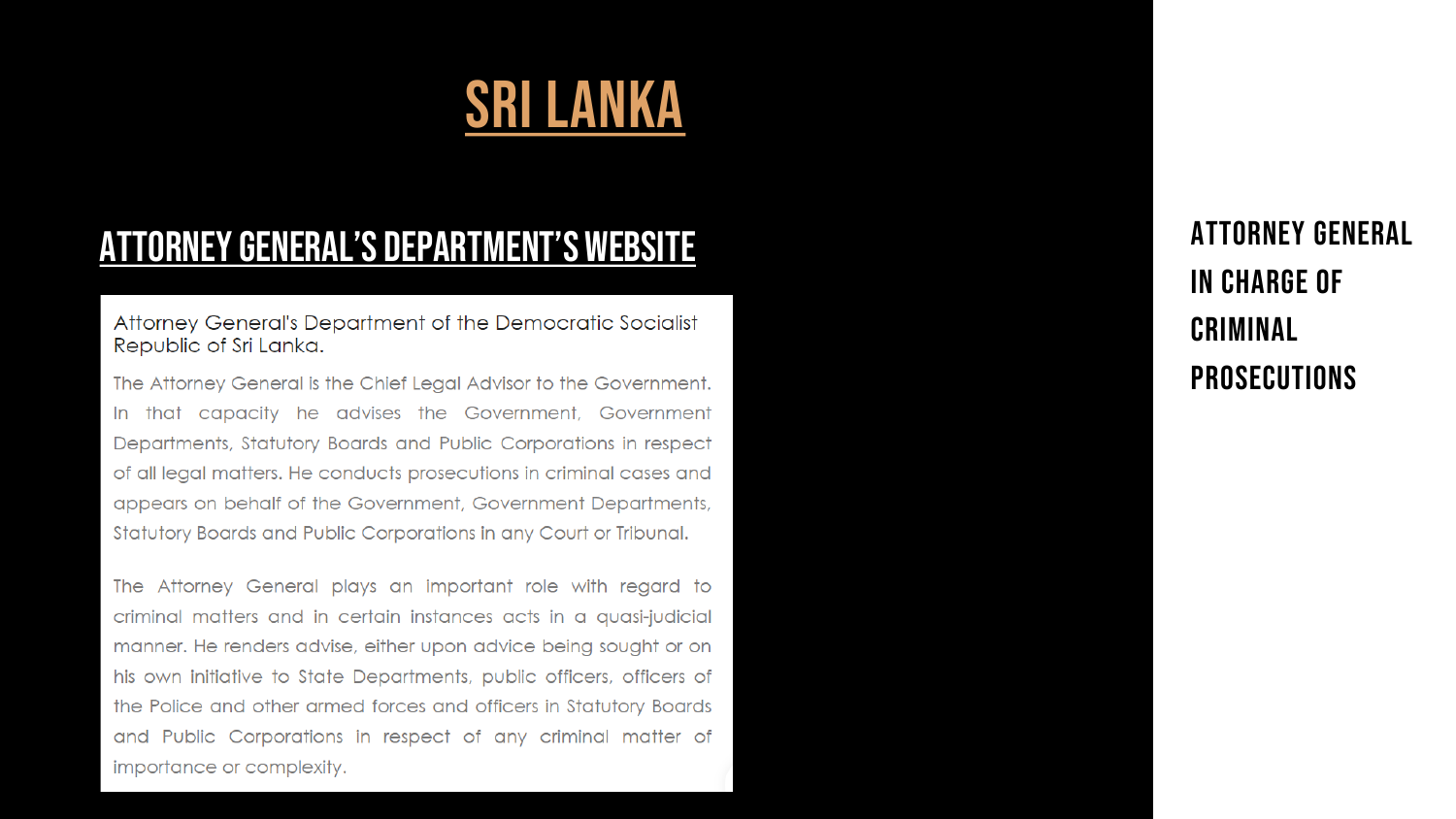# SRI LANKA

## ATTORNEY GENERAL'S DEPARTMENT'S WEBSITE

Attorney General's Department of the Democratic Socialist Republic of Sri Lanka.

The Attorney General is the Chief Legal Advisor to the Government. In that capacity he advises the Government, Government Departments, Statutory Boards and Public Corporations in respect of all legal matters. He conducts prosecutions in criminal cases and appears on behalf of the Government, Government Departments, Statutory Boards and Public Corporations in any Court or Tribunal.

The Attorney General plays an important role with regard to criminal matters and in certain instances acts in a quasi-judicial manner. He renders advise, either upon advice being sought or on his own initiative to State Departments, public officers, officers of the Police and other armed forces and officers in Statutory Boards and Public Corporations in respect of any criminal matter of importance or complexity.

**ATTORNEY GENERAL IN CHARGE OF CRIMINAL PROSECUTIONS**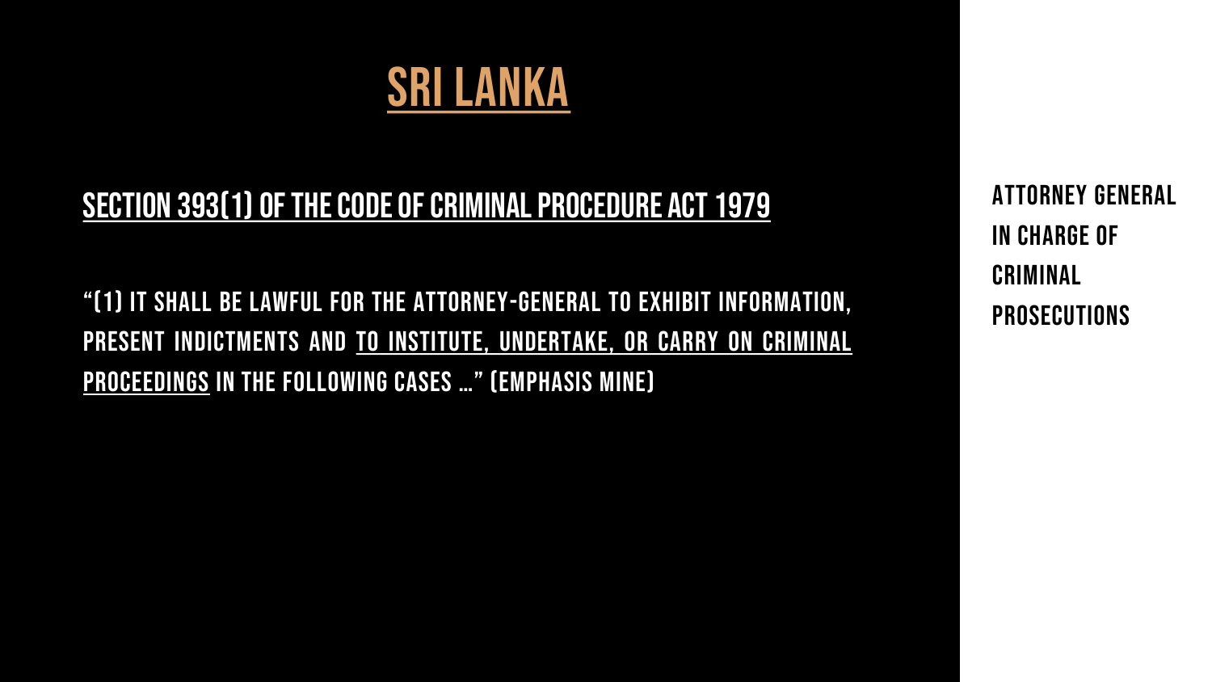# SRI LANKA

## SECTION 393(1) OF THE CODE OF CRIMINAL PROCEDURE ACT 1979

"(1) IT SHALL BE LAWFUL FOR THE ATTORNEY-GENERAL TO EXHIBIT INFORMATION, PRESENT INDICTMENTS AND TO INSTITUTE, UNDERTAKE, OR CARRY ON CRIMINAL PROCEEDINGS IN THE FOLLOWING CASES …" (EMPHASIS MINE)

**ATTORNEY GENERAL IN CHARGE OF CRIMINAL PROSECUTIONS**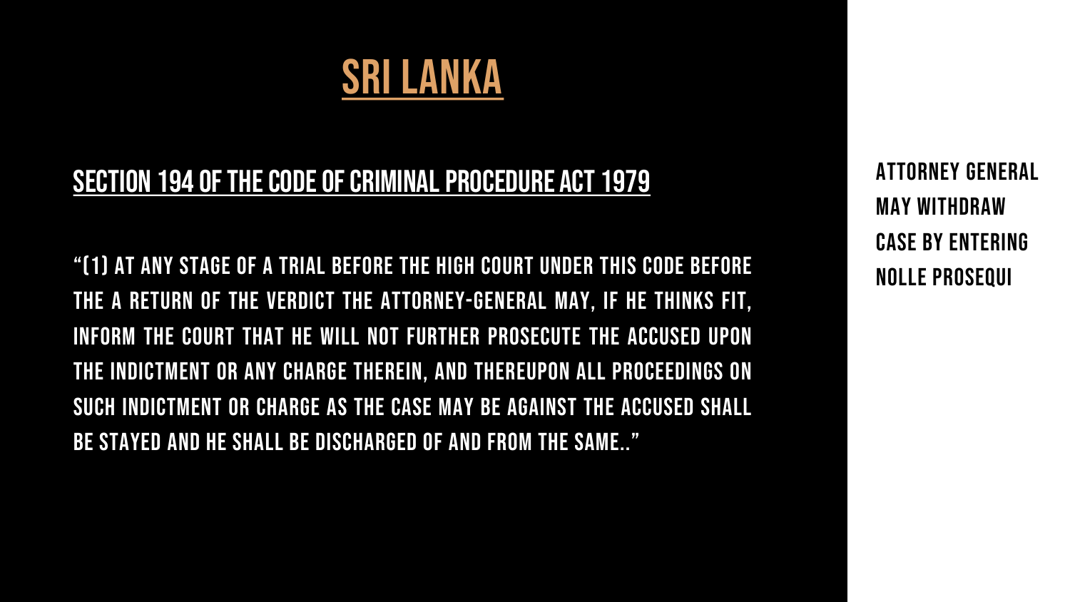# SRI LANKA

## SECTION 194 OF THE CODE OF CRIMINAL PROCEDURE ACT 1979

"(1) AT ANY STAGE OF A TRIAL BEFORE THE HIGH COURT UNDER THIS CODE BEFORE THE A RETURN OF THE VERDICT THE ATTORNEY-GENERAL MAY, IF HE THINKS FIT, INFORM THE COURT THAT HE WILL NOT FURTHER PROSECUTE THE ACCUSED UPON THE INDICTMENT OR ANY CHARGE THEREIN, AND THEREUPON ALL PROCEEDINGS ON SUCH INDICTMENT OR CHARGE AS THE CASE MAY BE AGAINST THE ACCUSED SHALL BE STAYED AND HE SHALL BE DISCHARGED OF AND FROM THE SAME.."

**ATTORNEY GENERAL MAY WITHDRAW CASE BY ENTERING NOLLE PROSEQUI**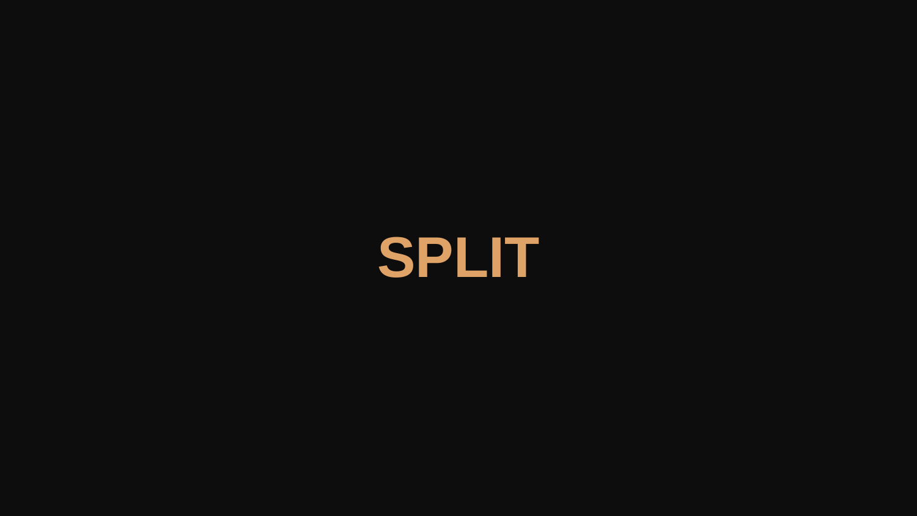# SPLIT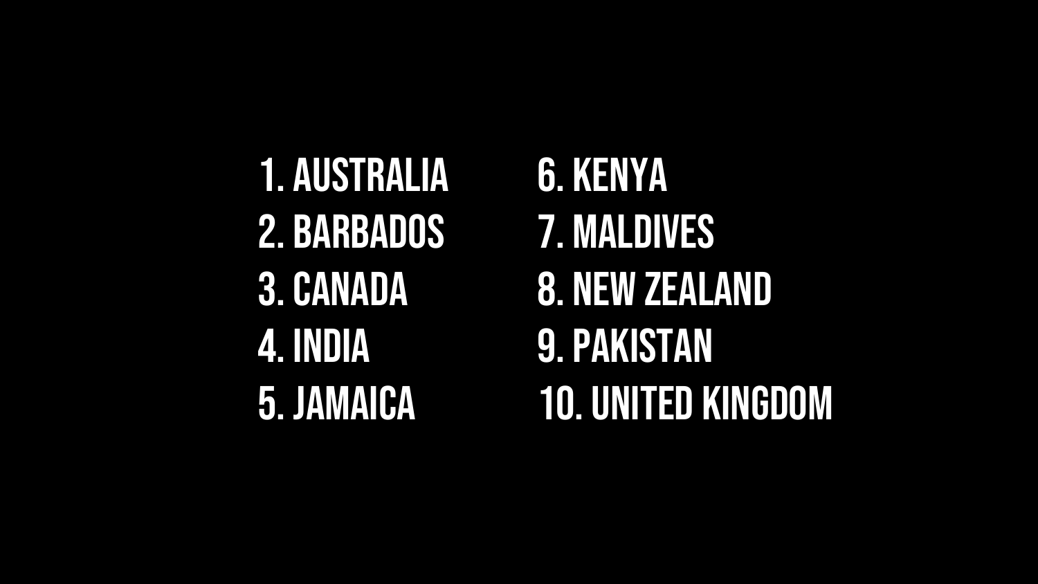1. AUSTRALIA
2. BARBADOS
3. CANADA
4. INDIA
5. JAMAICA
6. KENYA
7. MALDIVES
8. NEW ZEALAND
9. PAKISTAN
10. UNITED KINGDOM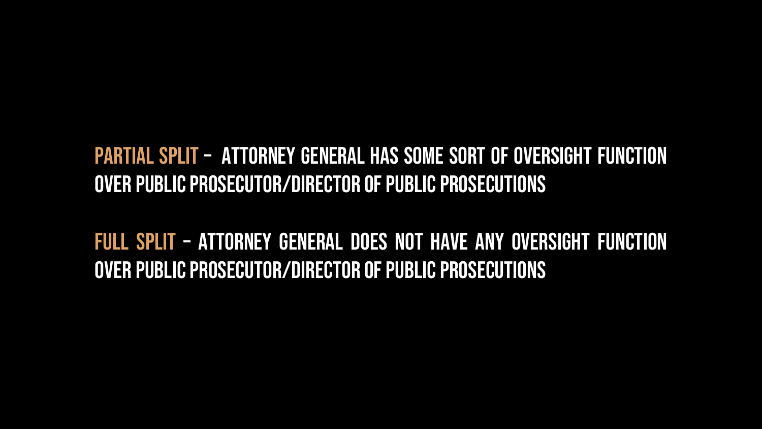**PARTIAL SPLIT** - ATTORNEY GENERAL HAS SOME SORT OF OVERSIGHT FUNCTION OVER PUBLIC PROSECUTOR/DIRECTOR OF PUBLIC PROSECUTIONS

**FULL SPLIT** - ATTORNEY GENERAL DOES NOT HAVE ANY OVERSIGHT FUNCTION OVER PUBLIC PROSECUTOR/DIRECTOR OF PUBLIC PROSECUTIONS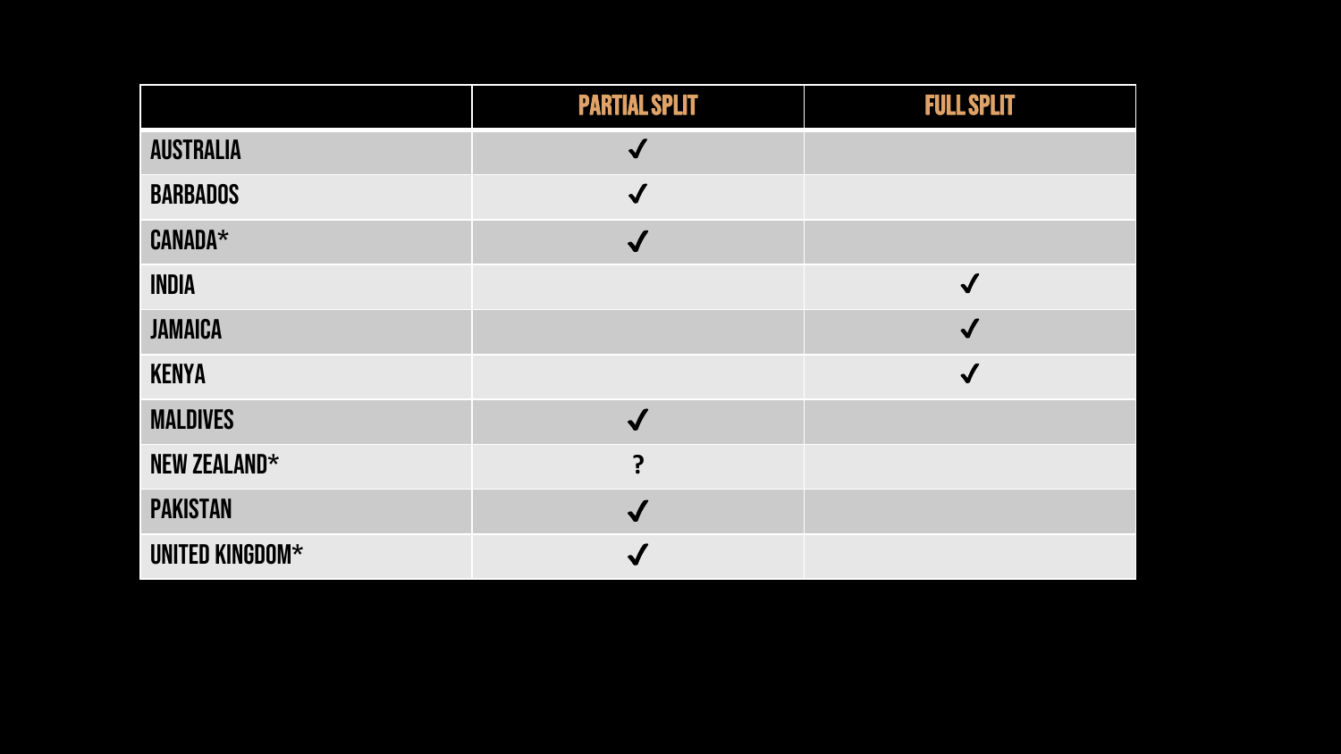| | PARTIAL SPLIT | FULL SPLIT |
|---|---|---|
| AUSTRALIA | ✓ | |
| BARBADOS | ✓ | |
| CANADA* | ✓ | |
| INDIA | | ✓ |
| JAMAICA | | ✓ |
| KENYA | | ✓ |
| MALDIVES | ✓ | |
| NEW ZEALAND* | ? | |
| PAKISTAN | ✓ | |
| UNITED KINGDOM* | ✓ | |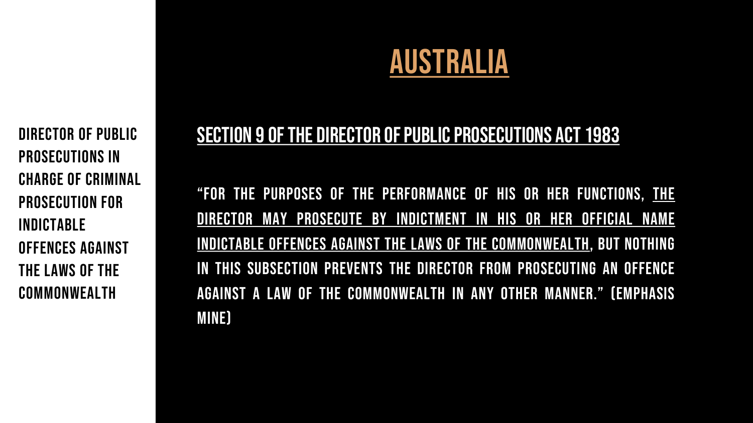# AUSTRALIA

**DIRECTOR OF PUBLIC PROSECUTIONS IN CHARGE OF CRIMINAL PROSECUTION FOR INDICTABLE OFFENCES AGAINST THE LAWS OF THE COMMONWEALTH**

## SECTION 9 OF THE DIRECTOR OF PUBLIC PROSECUTIONS ACT 1983

"FOR THE PURPOSES OF THE PERFORMANCE OF HIS OR HER FUNCTIONS, <u>THE DIRECTOR MAY PROSECUTE BY INDICTMENT IN HIS OR HER OFFICIAL NAME INDICTABLE OFFENCES AGAINST THE LAWS OF THE COMMONWEALTH</u>, BUT NOTHING IN THIS SUBSECTION PREVENTS THE DIRECTOR FROM PROSECUTING AN OFFENCE AGAINST A LAW OF THE COMMONWEALTH IN ANY OTHER MANNER." (EMPHASIS MINE)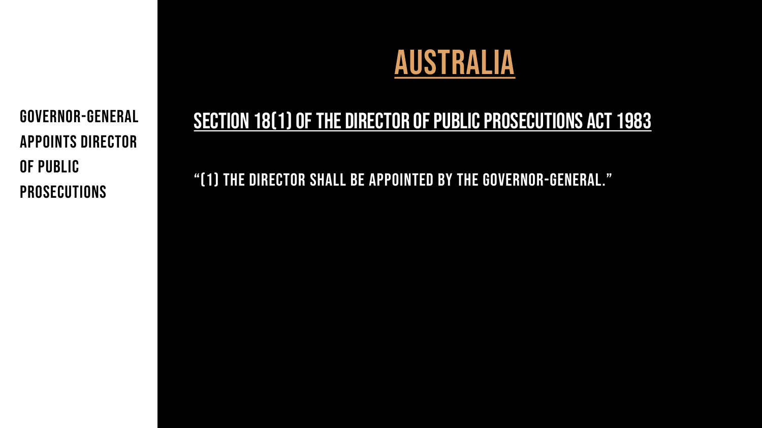**GOVERNOR-GENERAL APPOINTS DIRECTOR OF PUBLIC PROSECUTIONS**

# AUSTRALIA

## SECTION 18(1) OF THE DIRECTOR OF PUBLIC PROSECUTIONS ACT 1983

"(1) THE DIRECTOR SHALL BE APPOINTED BY THE GOVERNOR-GENERAL."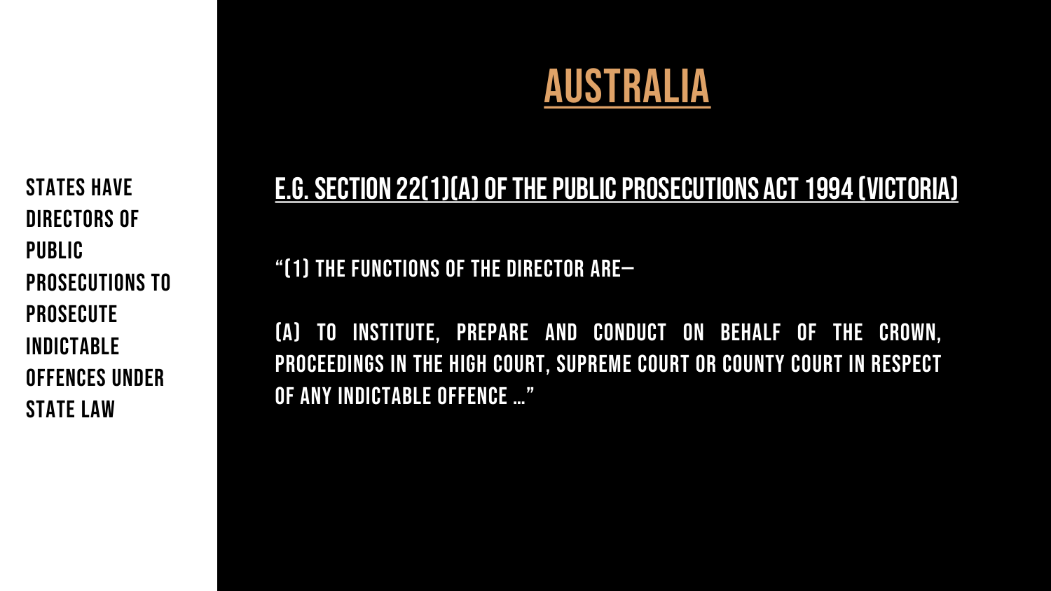STATES HAVE DIRECTORS OF PUBLIC PROSECUTIONS TO PROSECUTE INDICTABLE OFFENCES UNDER STATE LAW

# AUSTRALIA

## E.G. SECTION 22(1)(A) OF THE PUBLIC PROSECUTIONS ACT 1994 (VICTORIA)

"(1) THE FUNCTIONS OF THE DIRECTOR ARE—

(A) TO INSTITUTE, PREPARE AND CONDUCT ON BEHALF OF THE CROWN, PROCEEDINGS IN THE HIGH COURT, SUPREME COURT OR COUNTY COURT IN RESPECT OF ANY INDICTABLE OFFENCE …"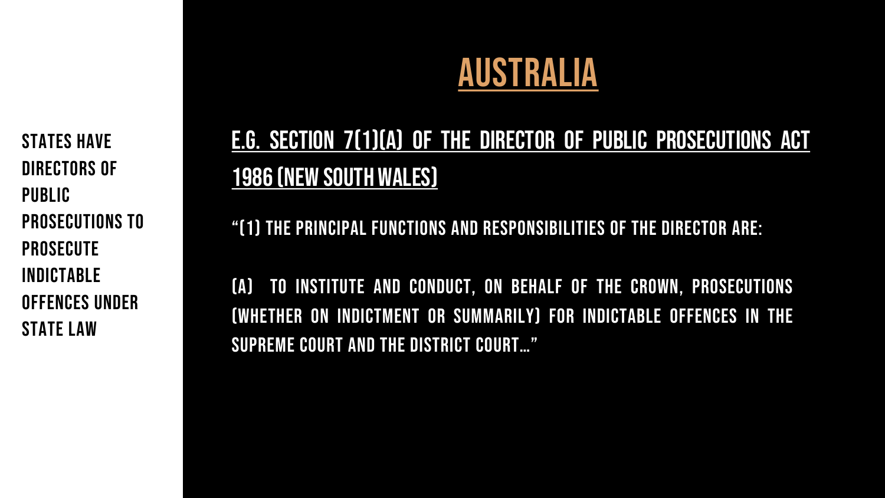# AUSTRALIA

**STATES HAVE DIRECTORS OF PUBLIC PROSECUTIONS TO PROSECUTE INDICTABLE OFFENCES UNDER STATE LAW**

## E.G. SECTION 7(1)(A) OF THE DIRECTOR OF PUBLIC PROSECUTIONS ACT 1986 (NEW SOUTH WALES)

"(1) THE PRINCIPAL FUNCTIONS AND RESPONSIBILITIES OF THE DIRECTOR ARE:

(A) TO INSTITUTE AND CONDUCT, ON BEHALF OF THE CROWN, PROSECUTIONS (WHETHER ON INDICTMENT OR SUMMARILY) FOR INDICTABLE OFFENCES IN THE SUPREME COURT AND THE DISTRICT COURT…"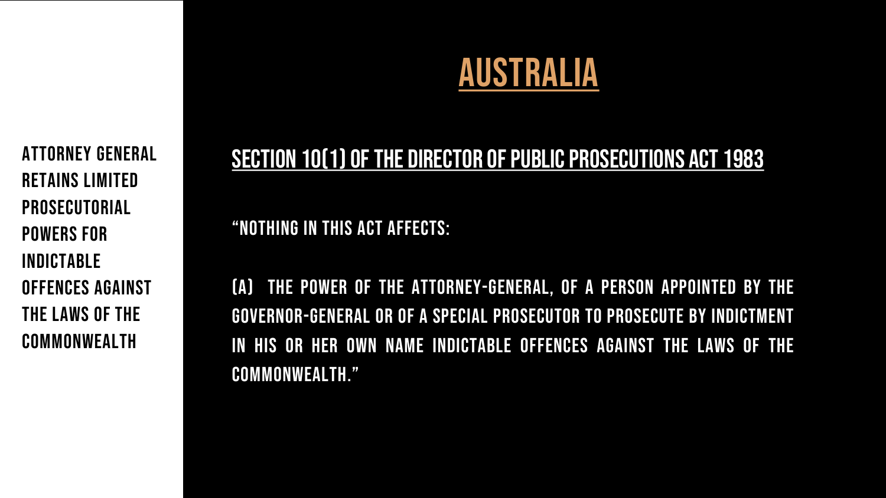# AUSTRALIA

ATTORNEY GENERAL RETAINS LIMITED PROSECUTORIAL POWERS FOR INDICTABLE OFFENCES AGAINST THE LAWS OF THE COMMONWEALTH

## SECTION 10(1) OF THE DIRECTOR OF PUBLIC PROSECUTIONS ACT 1983

"NOTHING IN THIS ACT AFFECTS:

(A) THE POWER OF THE ATTORNEY-GENERAL, OF A PERSON APPOINTED BY THE GOVERNOR-GENERAL OR OF A SPECIAL PROSECUTOR TO PROSECUTE BY INDICTMENT IN HIS OR HER OWN NAME INDICTABLE OFFENCES AGAINST THE LAWS OF THE COMMONWEALTH."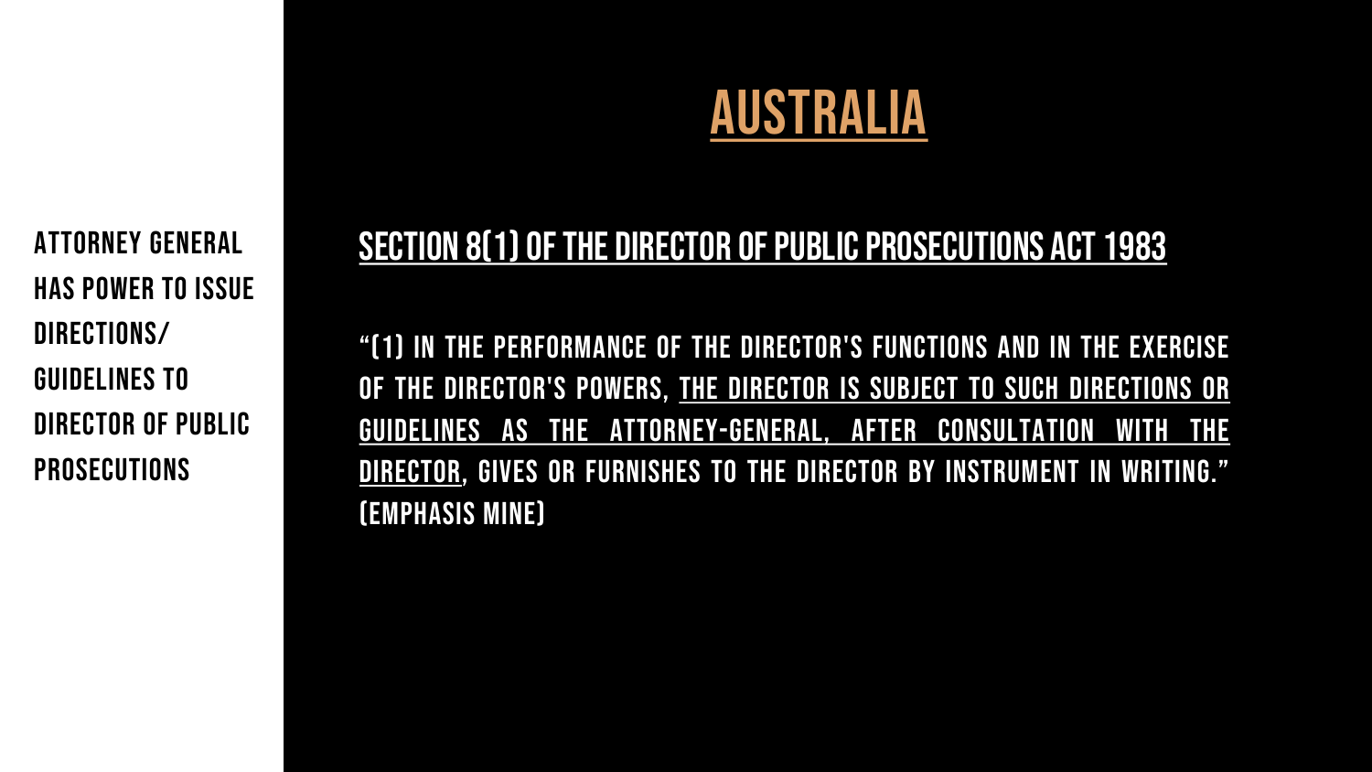# AUSTRALIA

**ATTORNEY GENERAL HAS POWER TO ISSUE DIRECTIONS/ GUIDELINES TO DIRECTOR OF PUBLIC PROSECUTIONS**

## SECTION 8(1) OF THE DIRECTOR OF PUBLIC PROSECUTIONS ACT 1983

"(1) IN THE PERFORMANCE OF THE DIRECTOR'S FUNCTIONS AND IN THE EXERCISE OF THE DIRECTOR'S POWERS, <u>THE DIRECTOR IS SUBJECT TO SUCH DIRECTIONS OR GUIDELINES AS THE ATTORNEY-GENERAL, AFTER CONSULTATION WITH THE DIRECTOR</u>, GIVES OR FURNISHES TO THE DIRECTOR BY INSTRUMENT IN WRITING." (EMPHASIS MINE)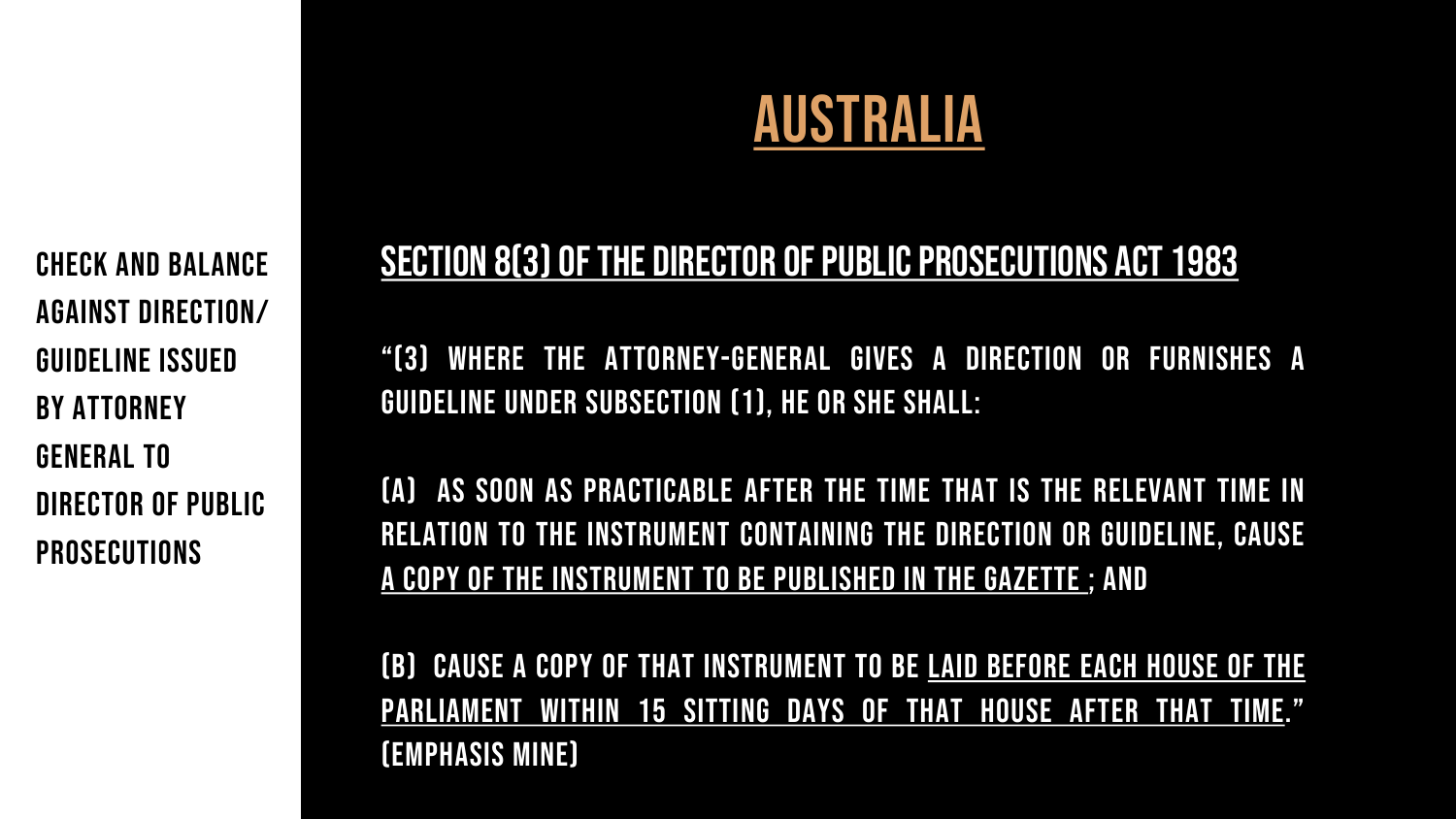# AUSTRALIA

CHECK AND BALANCE AGAINST DIRECTION/ GUIDELINE ISSUED BY ATTORNEY GENERAL TO DIRECTOR OF PUBLIC PROSECUTIONS

## SECTION 8(3) OF THE DIRECTOR OF PUBLIC PROSECUTIONS ACT 1983

"(3) WHERE THE ATTORNEY-GENERAL GIVES A DIRECTION OR FURNISHES A GUIDELINE UNDER SUBSECTION (1), HE OR SHE SHALL:

(A) AS SOON AS PRACTICABLE AFTER THE TIME THAT IS THE RELEVANT TIME IN RELATION TO THE INSTRUMENT CONTAINING THE DIRECTION OR GUIDELINE, CAUSE A COPY OF THE INSTRUMENT TO BE PUBLISHED IN THE GAZETTE ; AND

(B) CAUSE A COPY OF THAT INSTRUMENT TO BE LAID BEFORE EACH HOUSE OF THE PARLIAMENT WITHIN 15 SITTING DAYS OF THAT HOUSE AFTER THAT TIME." (EMPHASIS MINE)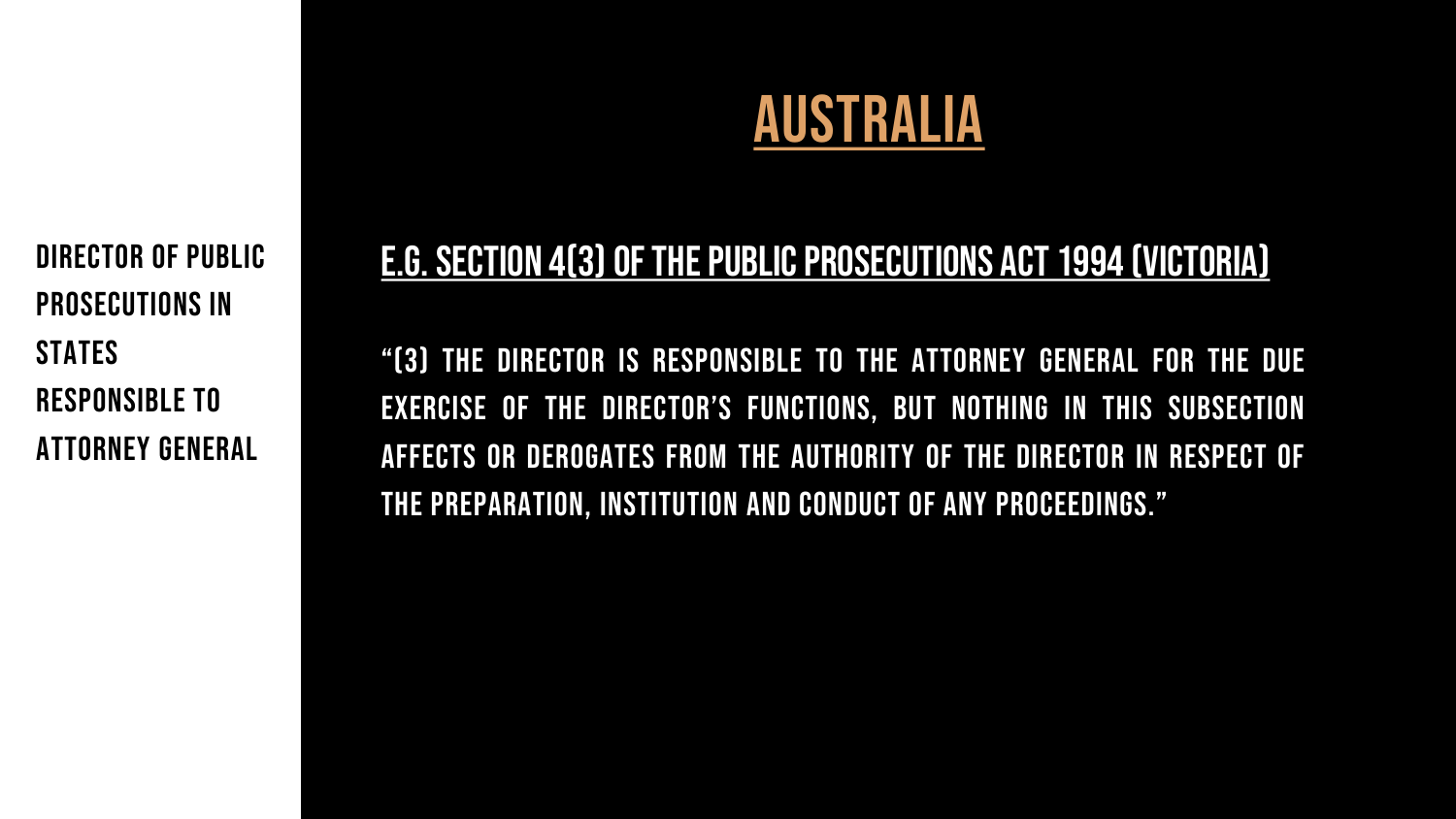# AUSTRALIA

**DIRECTOR OF PUBLIC PROSECUTIONS IN STATES RESPONSIBLE TO ATTORNEY GENERAL**

## E.G. SECTION 4(3) OF THE PUBLIC PROSECUTIONS ACT 1994 (VICTORIA)

"(3) THE DIRECTOR IS RESPONSIBLE TO THE ATTORNEY GENERAL FOR THE DUE EXERCISE OF THE DIRECTOR'S FUNCTIONS, BUT NOTHING IN THIS SUBSECTION AFFECTS OR DEROGATES FROM THE AUTHORITY OF THE DIRECTOR IN RESPECT OF THE PREPARATION, INSTITUTION AND CONDUCT OF ANY PROCEEDINGS."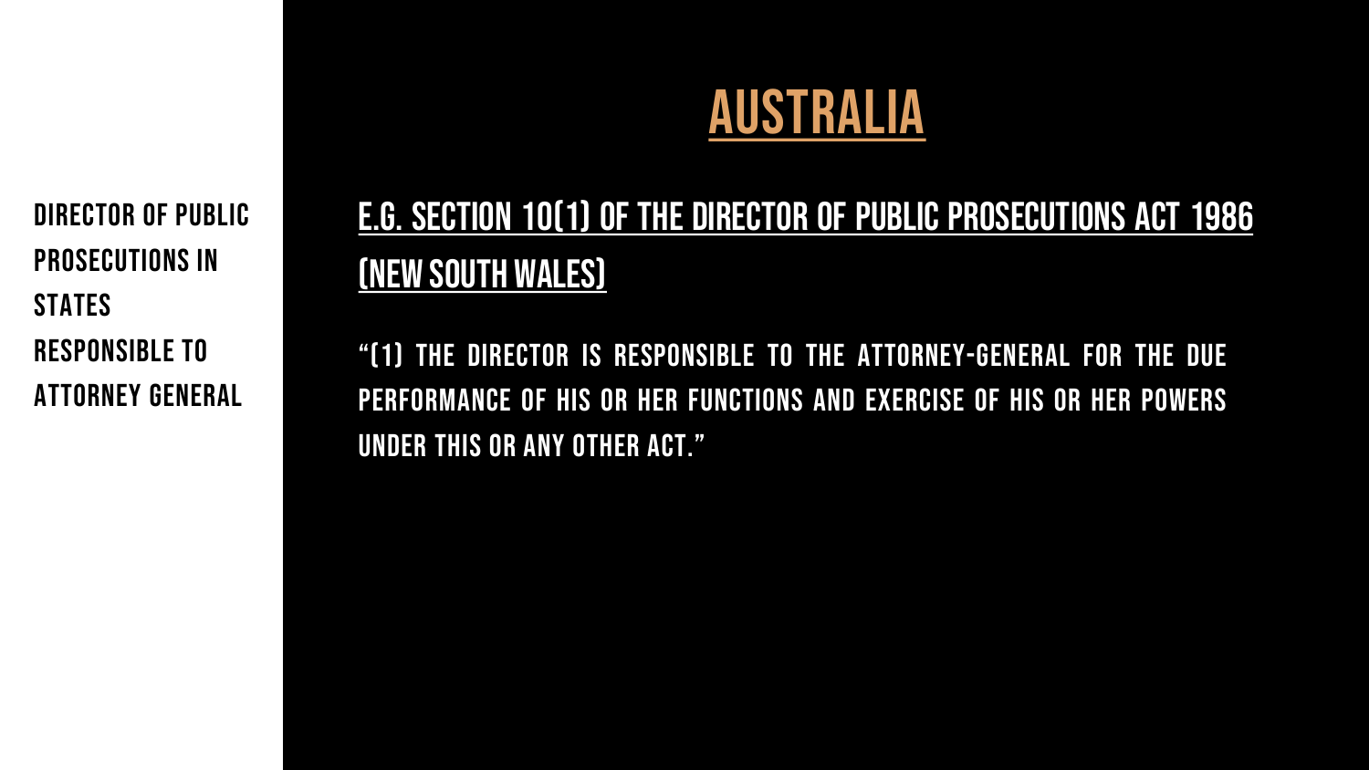**DIRECTOR OF PUBLIC PROSECUTIONS IN STATES RESPONSIBLE TO ATTORNEY GENERAL**

# AUSTRALIA

## E.G. SECTION 10(1) OF THE DIRECTOR OF PUBLIC PROSECUTIONS ACT 1986 (NEW SOUTH WALES)

"(1) THE DIRECTOR IS RESPONSIBLE TO THE ATTORNEY-GENERAL FOR THE DUE PERFORMANCE OF HIS OR HER FUNCTIONS AND EXERCISE OF HIS OR HER POWERS UNDER THIS OR ANY OTHER ACT."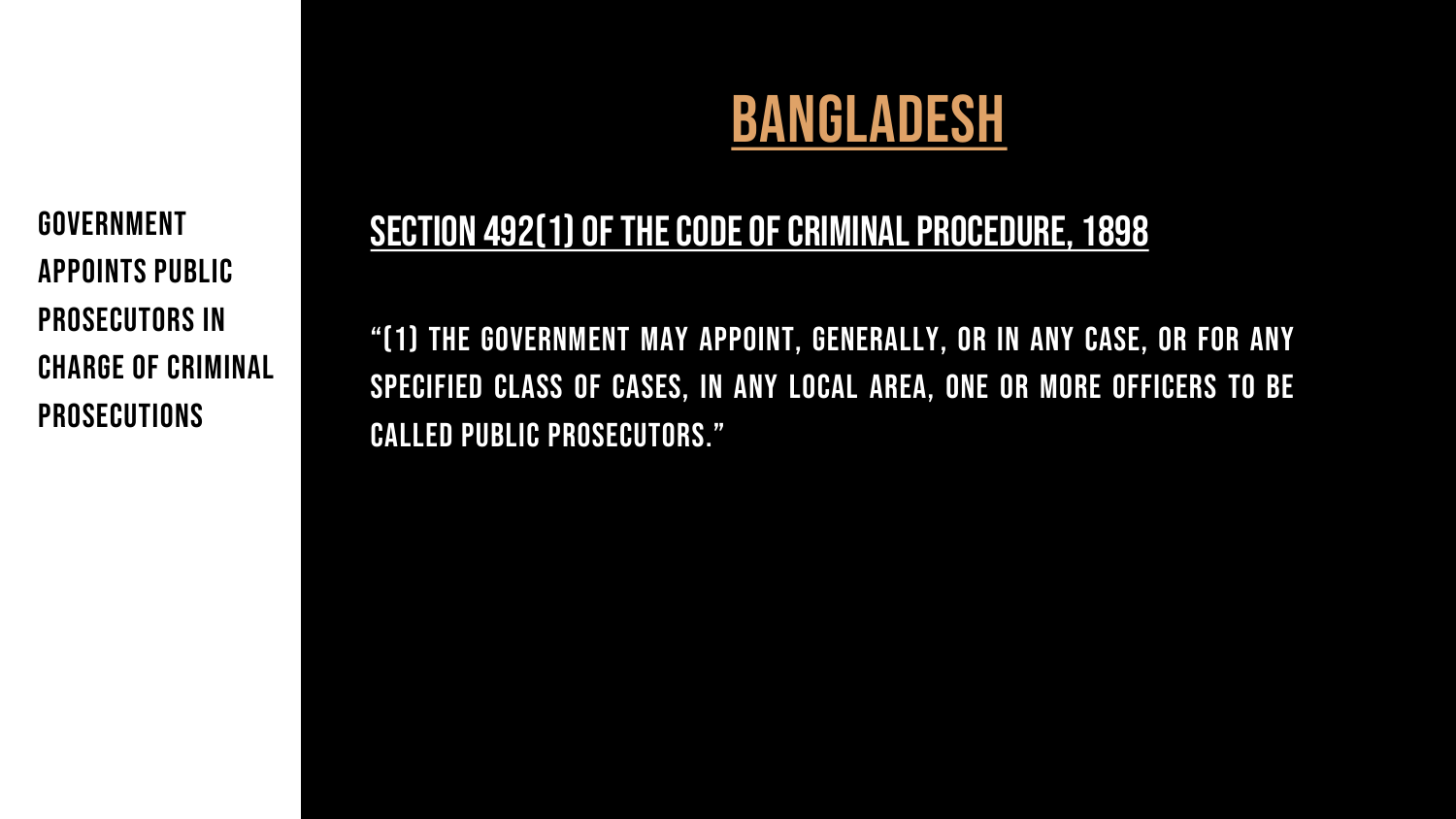GOVERNMENT APPOINTS PUBLIC PROSECUTORS IN CHARGE OF CRIMINAL PROSECUTIONS

# BANGLADESH

## SECTION 492(1) OF THE CODE OF CRIMINAL PROCEDURE, 1898

"(1) THE GOVERNMENT MAY APPOINT, GENERALLY, OR IN ANY CASE, OR FOR ANY SPECIFIED CLASS OF CASES, IN ANY LOCAL AREA, ONE OR MORE OFFICERS TO BE CALLED PUBLIC PROSECUTORS."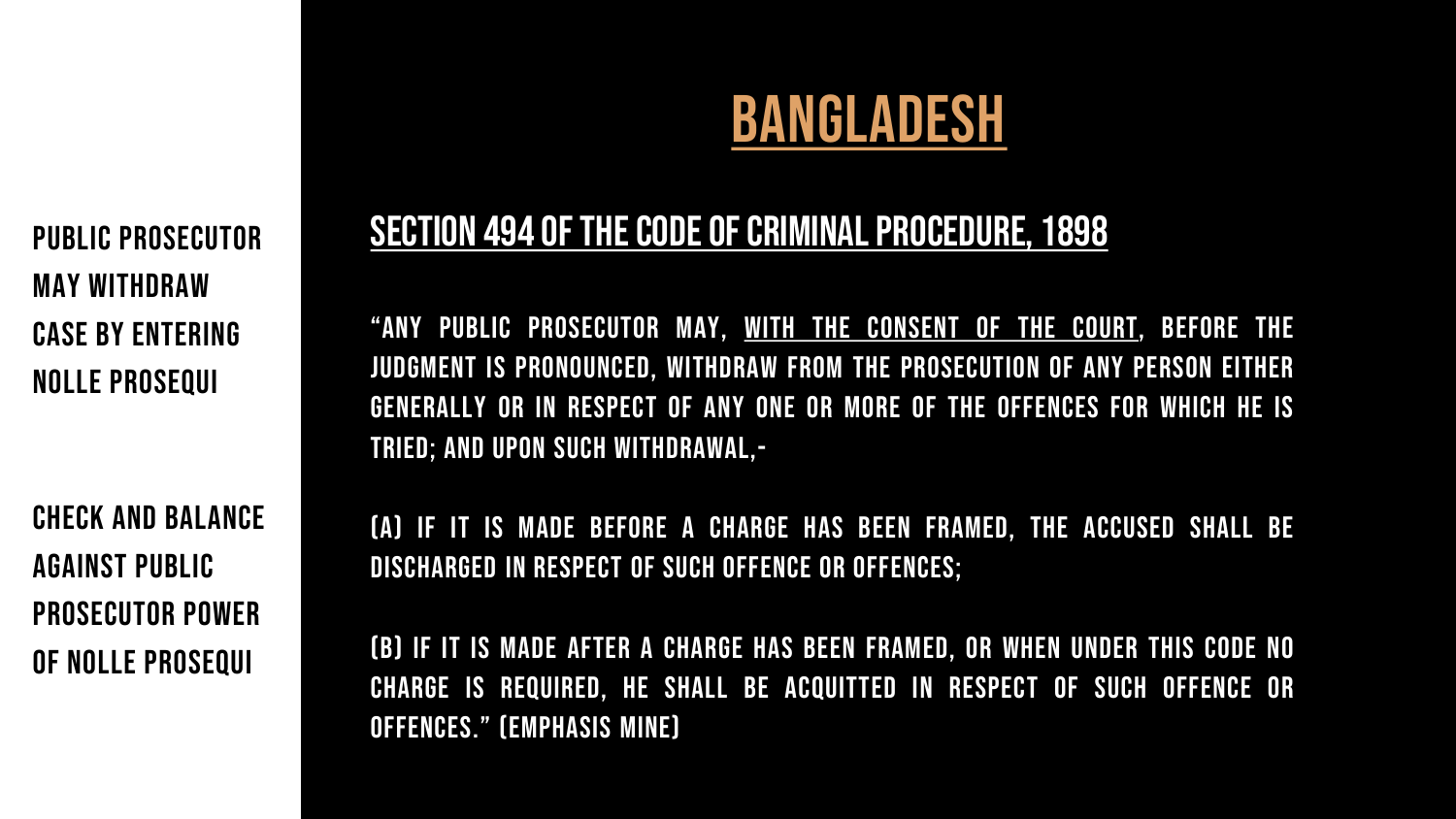# BANGLADESH

Public Prosecutor may withdraw case by entering Nolle Prosequi

Check and balance against public prosecutor power of nolle prosequi

## Section 494 of the Code of Criminal Procedure, 1898

"Any Public Prosecutor may, with the consent of the Court, before the judgment is pronounced, withdraw from the prosecution of any person either generally or in respect of any one or more of the offences for which he is tried; and upon such withdrawal,-

(a) if it is made before a charge has been framed, the accused shall be discharged in respect of such offence or offences;

(b) if it is made after a charge has been framed, or when under this Code no charge is required, he shall be acquitted in respect of such offence or offences." (emphasis mine)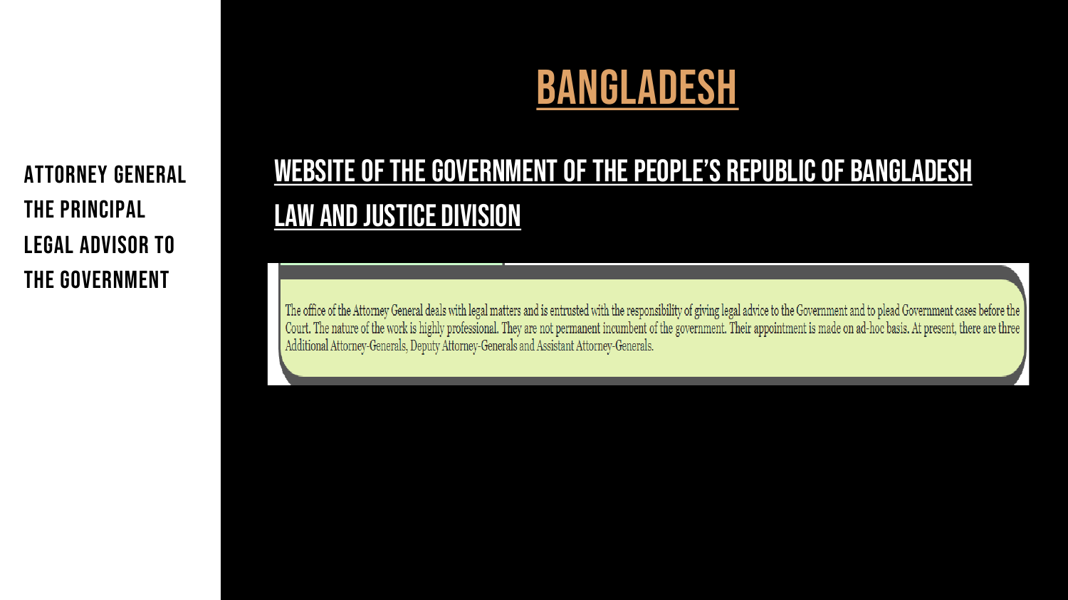**ATTORNEY GENERAL THE PRINCIPAL LEGAL ADVISOR TO THE GOVERNMENT**

# BANGLADESH

## WEBSITE OF THE GOVERNMENT OF THE PEOPLE'S REPUBLIC OF BANGLADESH

## LAW AND JUSTICE DIVISION

The office of the Attorney General deals with legal matters and is entrusted with the responsibility of giving legal advice to the Government and to plead Government cases before the Court. The nature of the work is highly professional. They are not permanent incumbent of the government. Their appointment is made on ad-hoc basis. At present, there are three Additional Attorney-Generals, Deputy Attorney-Generals and Assistant Attorney-Generals.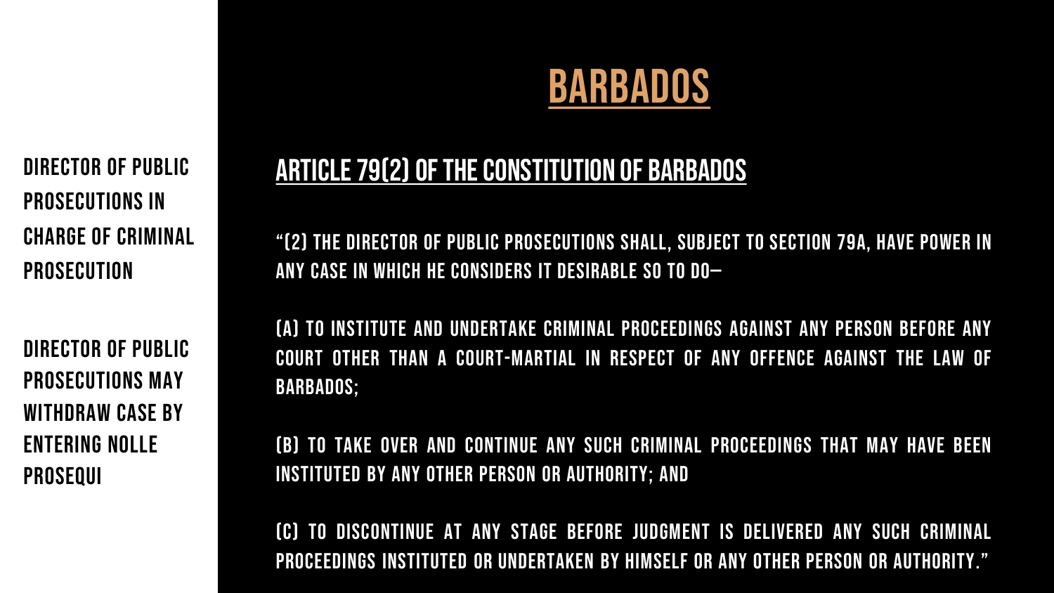# BARBADOS

**DIRECTOR OF PUBLIC PROSECUTIONS IN CHARGE OF CRIMINAL PROSECUTION**

**DIRECTOR OF PUBLIC PROSECUTIONS MAY WITHDRAW CASE BY ENTERING NOLLE PROSEQUI**

## ARTICLE 79(2) OF THE CONSTITUTION OF BARBADOS

"(2) THE DIRECTOR OF PUBLIC PROSECUTIONS SHALL, SUBJECT TO SECTION 79A, HAVE POWER IN ANY CASE IN WHICH HE CONSIDERS IT DESIRABLE SO TO DO—

(A) TO INSTITUTE AND UNDERTAKE CRIMINAL PROCEEDINGS AGAINST ANY PERSON BEFORE ANY COURT OTHER THAN A COURT-MARTIAL IN RESPECT OF ANY OFFENCE AGAINST THE LAW OF BARBADOS;

(B) TO TAKE OVER AND CONTINUE ANY SUCH CRIMINAL PROCEEDINGS THAT MAY HAVE BEEN INSTITUTED BY ANY OTHER PERSON OR AUTHORITY; AND

(C) TO DISCONTINUE AT ANY STAGE BEFORE JUDGMENT IS DELIVERED ANY SUCH CRIMINAL PROCEEDINGS INSTITUTED OR UNDERTAKEN BY HIMSELF OR ANY OTHER PERSON OR AUTHORITY."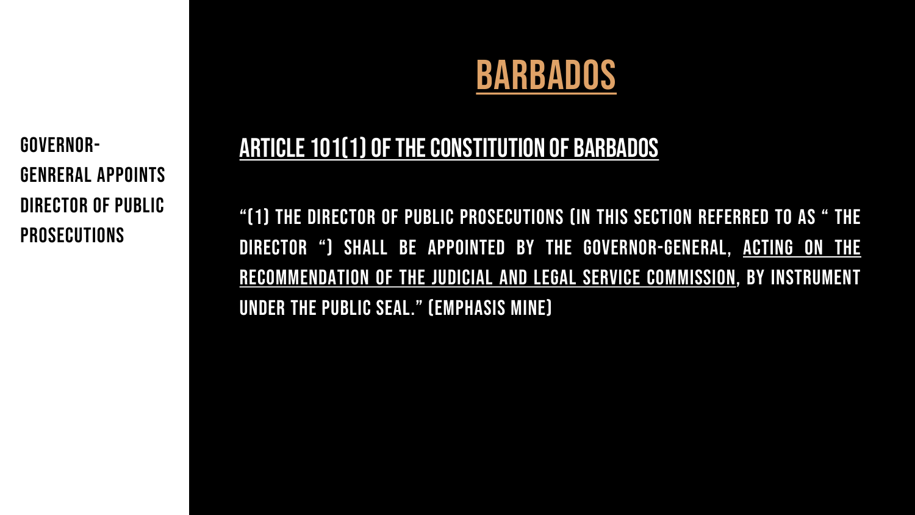GOVERNOR-GENRERAL APPOINTS DIRECTOR OF PUBLIC PROSECUTIONS

# BARBADOS

## ARTICLE 101(1) OF THE CONSTITUTION OF BARBADOS

"(1) THE DIRECTOR OF PUBLIC PROSECUTIONS (IN THIS SECTION REFERRED TO AS " THE DIRECTOR ") SHALL BE APPOINTED BY THE GOVERNOR-GENERAL, <u>ACTING ON THE RECOMMENDATION OF THE JUDICIAL AND LEGAL SERVICE COMMISSION</u>, BY INSTRUMENT UNDER THE PUBLIC SEAL." (EMPHASIS MINE)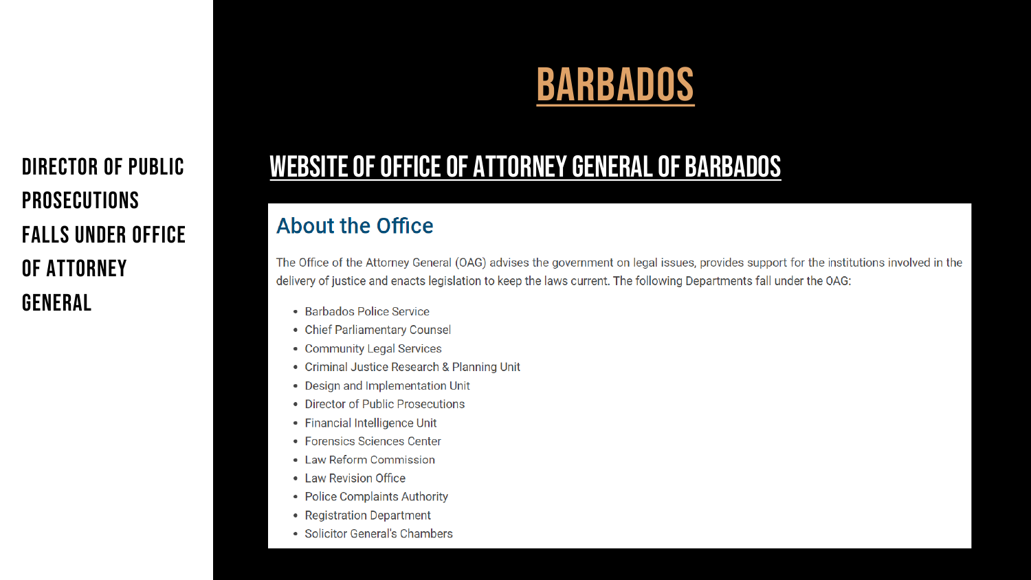# BARBADOS

DIRECTOR OF PUBLIC PROSECUTIONS FALLS UNDER OFFICE OF ATTORNEY GENERAL

## WEBSITE OF OFFICE OF ATTORNEY GENERAL OF BARBADOS

### About the Office

The Office of the Attorney General (OAG) advises the government on legal issues, provides support for the institutions involved in the delivery of justice and enacts legislation to keep the laws current. The following Departments fall under the OAG:

- Barbados Police Service
- Chief Parliamentary Counsel
- Community Legal Services
- Criminal Justice Research & Planning Unit
- Design and Implementation Unit
- Director of Public Prosecutions
- Financial Intelligence Unit
- Forensics Sciences Center
- Law Reform Commission
- Law Revision Office
- Police Complaints Authority
- Registration Department
- Solicitor General's Chambers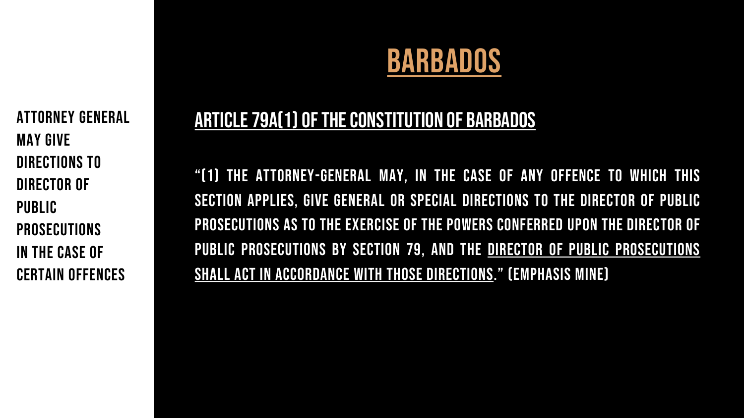ATTORNEY GENERAL MAY GIVE DIRECTIONS TO DIRECTOR OF PUBLIC PROSECUTIONS IN THE CASE OF CERTAIN OFFENCES

# BARBADOS

## ARTICLE 79A(1) OF THE CONSTITUTION OF BARBADOS

"(1) THE ATTORNEY-GENERAL MAY, IN THE CASE OF ANY OFFENCE TO WHICH THIS SECTION APPLIES, GIVE GENERAL OR SPECIAL DIRECTIONS TO THE DIRECTOR OF PUBLIC PROSECUTIONS AS TO THE EXERCISE OF THE POWERS CONFERRED UPON THE DIRECTOR OF PUBLIC PROSECUTIONS BY SECTION 79, AND THE <u>DIRECTOR OF PUBLIC PROSECUTIONS SHALL ACT IN ACCORDANCE WITH THOSE DIRECTIONS</u>." (EMPHASIS MINE)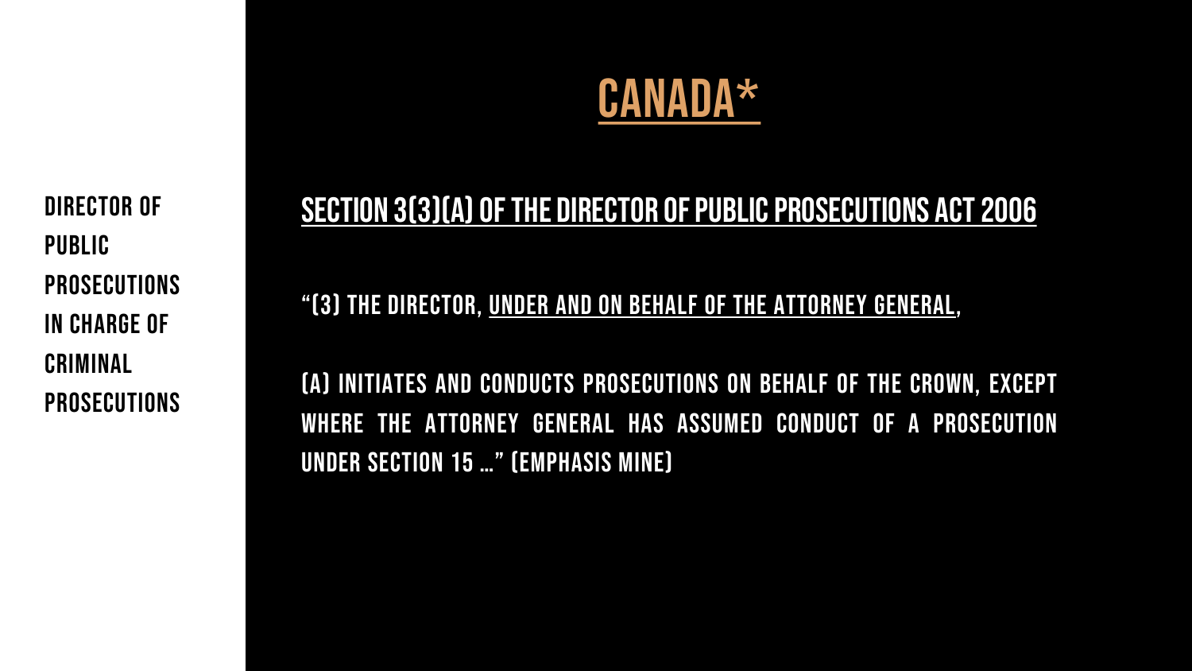DIRECTOR OF PUBLIC PROSECUTIONS IN CHARGE OF CRIMINAL PROSECUTIONS

# CANADA*

## SECTION 3(3)(A) OF THE DIRECTOR OF PUBLIC PROSECUTIONS ACT 2006

"(3) THE DIRECTOR, UNDER AND ON BEHALF OF THE ATTORNEY GENERAL,

(A) INITIATES AND CONDUCTS PROSECUTIONS ON BEHALF OF THE CROWN, EXCEPT WHERE THE ATTORNEY GENERAL HAS ASSUMED CONDUCT OF A PROSECUTION UNDER SECTION 15 …" (EMPHASIS MINE)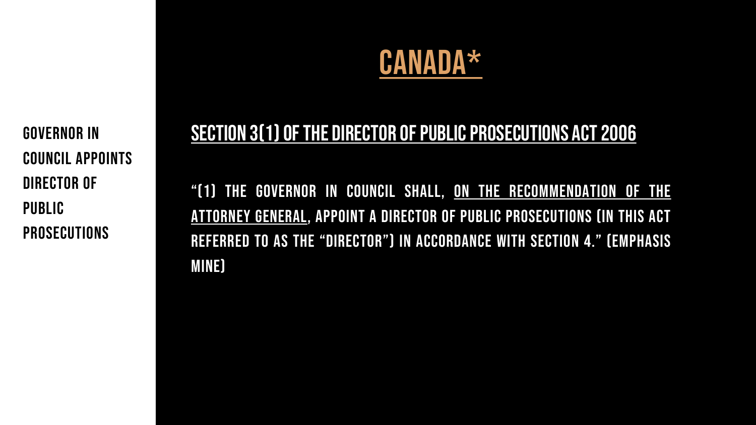**GOVERNOR IN COUNCIL APPOINTS DIRECTOR OF PUBLIC PROSECUTIONS**

# CANADA*

## SECTION 3(1) OF THE DIRECTOR OF PUBLIC PROSECUTIONS ACT 2006

"(1) THE GOVERNOR IN COUNCIL SHALL, <u>ON THE RECOMMENDATION OF THE ATTORNEY GENERAL</u>, APPOINT A DIRECTOR OF PUBLIC PROSECUTIONS (IN THIS ACT REFERRED TO AS THE "DIRECTOR") IN ACCORDANCE WITH SECTION 4." (EMPHASIS MINE)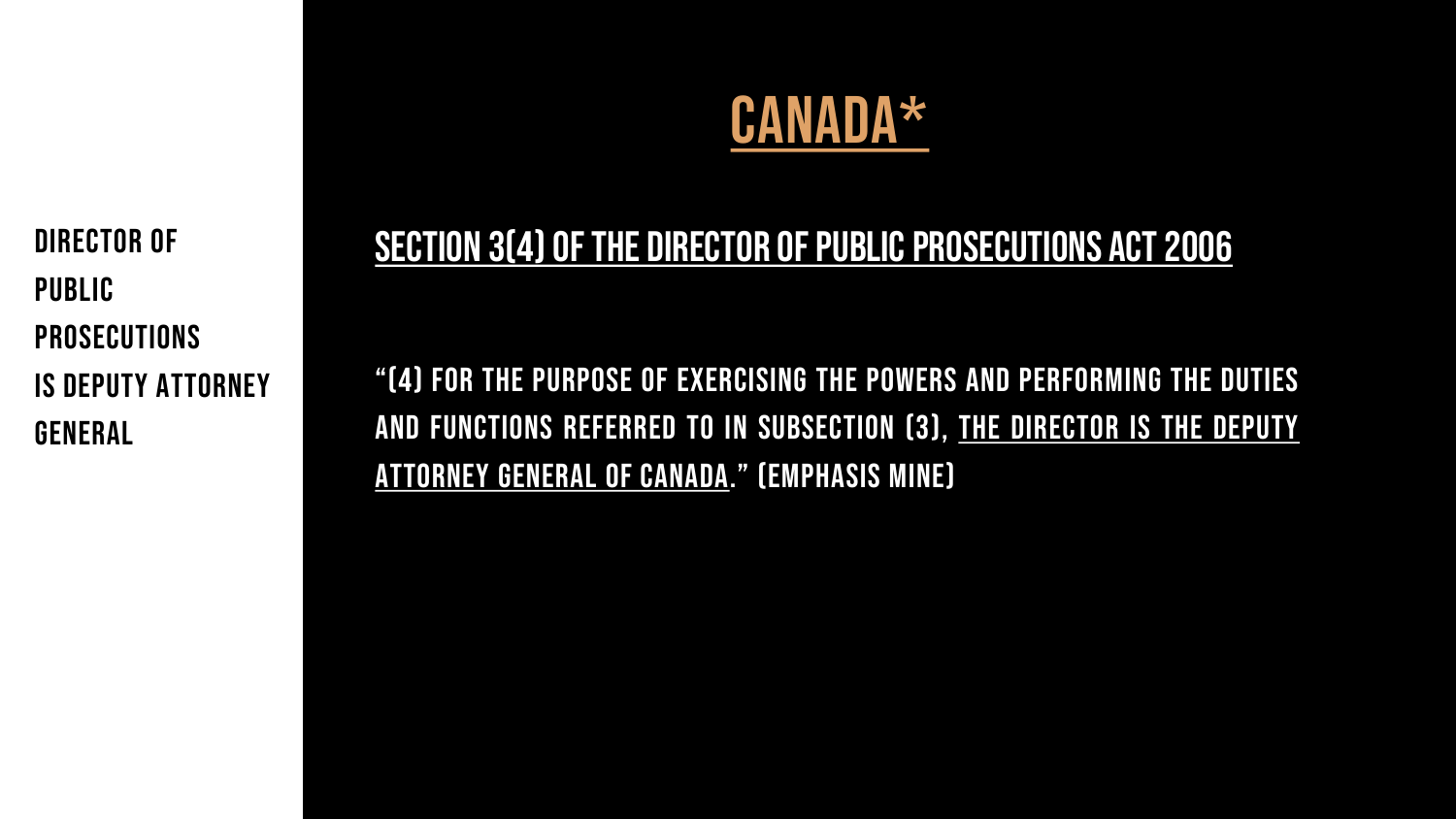**DIRECTOR OF PUBLIC PROSECUTIONS IS DEPUTY ATTORNEY GENERAL**

# CANADA*

## SECTION 3(4) OF THE DIRECTOR OF PUBLIC PROSECUTIONS ACT 2006

"(4) FOR THE PURPOSE OF EXERCISING THE POWERS AND PERFORMING THE DUTIES AND FUNCTIONS REFERRED TO IN SUBSECTION (3), <u>THE DIRECTOR IS THE DEPUTY ATTORNEY GENERAL OF CANADA</u>." (EMPHASIS MINE)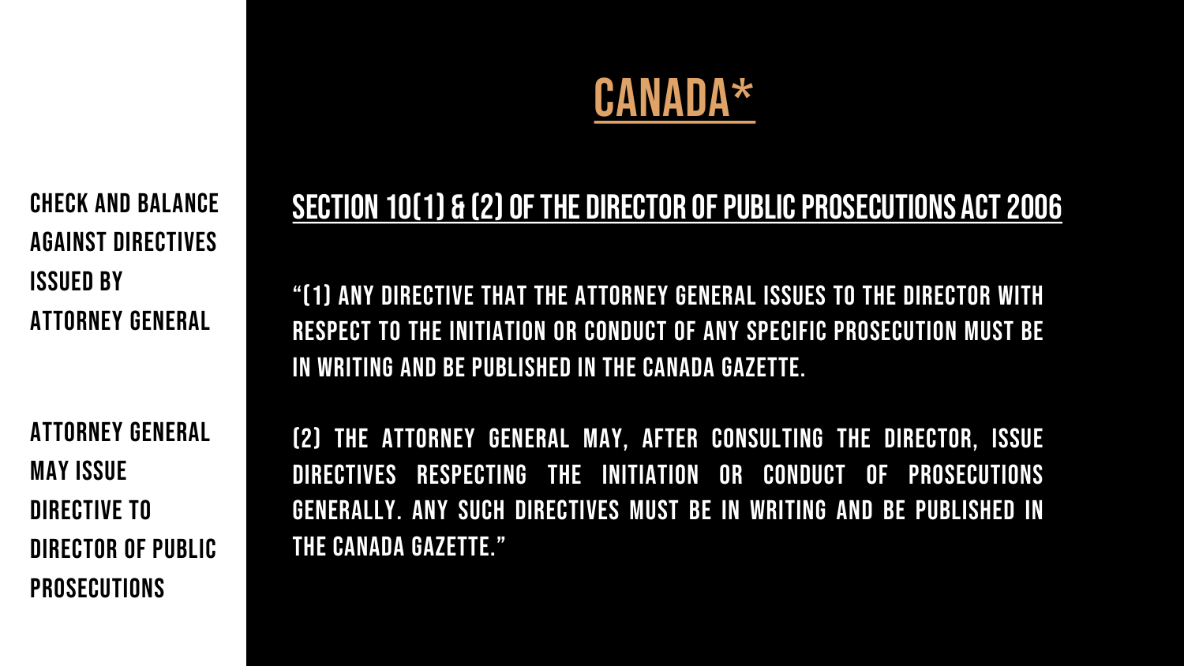# CANADA*

CHECK AND BALANCE AGAINST DIRECTIVES ISSUED BY ATTORNEY GENERAL

ATTORNEY GENERAL MAY ISSUE DIRECTIVE TO DIRECTOR OF PUBLIC PROSECUTIONS

## SECTION 10(1) & (2) OF THE DIRECTOR OF PUBLIC PROSECUTIONS ACT 2006

"(1) ANY DIRECTIVE THAT THE ATTORNEY GENERAL ISSUES TO THE DIRECTOR WITH RESPECT TO THE INITIATION OR CONDUCT OF ANY SPECIFIC PROSECUTION MUST BE IN WRITING AND BE PUBLISHED IN THE CANADA GAZETTE.

(2) THE ATTORNEY GENERAL MAY, AFTER CONSULTING THE DIRECTOR, ISSUE DIRECTIVES RESPECTING THE INITIATION OR CONDUCT OF PROSECUTIONS GENERALLY. ANY SUCH DIRECTIVES MUST BE IN WRITING AND BE PUBLISHED IN THE CANADA GAZETTE."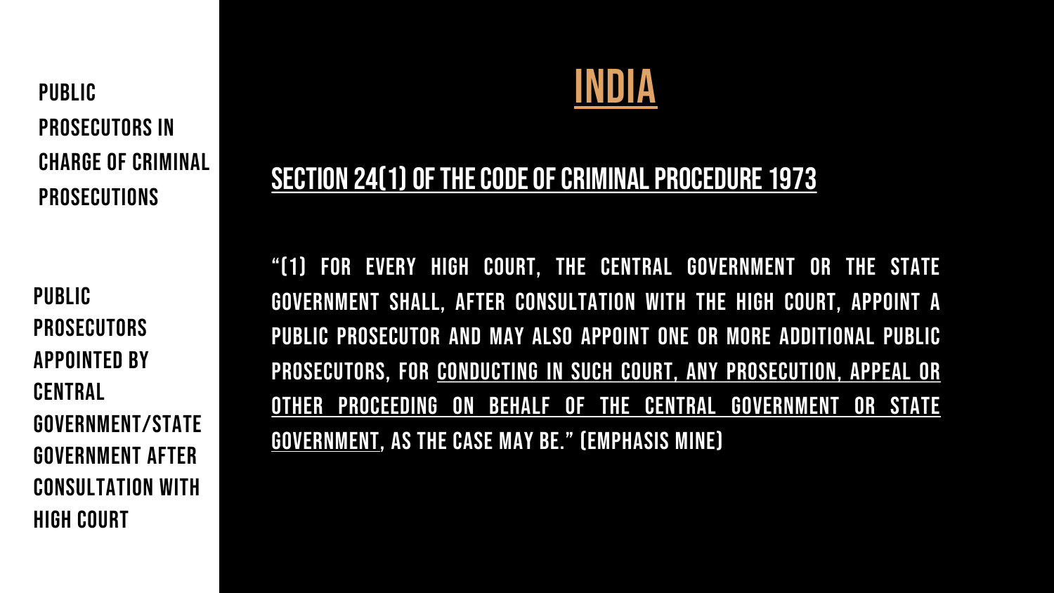Public Prosecutors in charge of criminal prosecutions

Public Prosecutors appointed by Central Government/State Government after consultation with High Court

# India

## Section 24(1) of the Code of Criminal Procedure 1973

"(1) For every High Court, the Central Government or the State Government shall, after consultation with the High Court, appoint a Public Prosecutor and may also appoint one or more Additional Public Prosecutors, for conducting in such Court, any prosecution, appeal or other proceeding on behalf of the Central Government or State Government, as the case may be." (emphasis mine)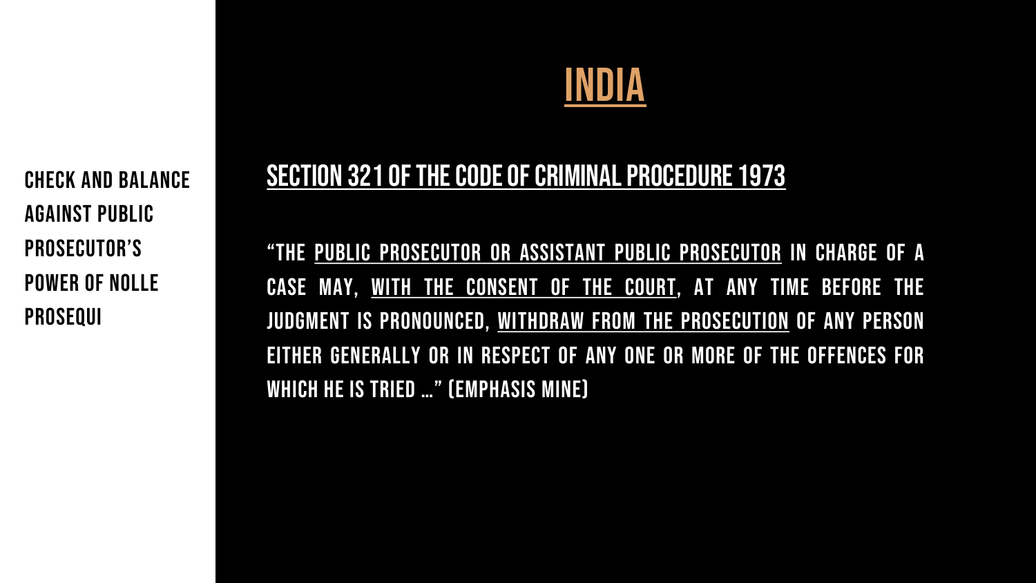**CHECK AND BALANCE AGAINST PUBLIC PROSECUTOR'S POWER OF NOLLE PROSEQUI**

# INDIA

## Section 321 of the Code of Criminal Procedure 1973

"THE **PUBLIC PROSECUTOR OR ASSISTANT PUBLIC PROSECUTOR** IN CHARGE OF A CASE MAY, **WITH THE CONSENT OF THE COURT**, AT ANY TIME BEFORE THE JUDGMENT IS PRONOUNCED, **WITHDRAW FROM THE PROSECUTION** OF ANY PERSON EITHER GENERALLY OR IN RESPECT OF ANY ONE OR MORE OF THE OFFENCES FOR WHICH HE IS TRIED …" (EMPHASIS MINE)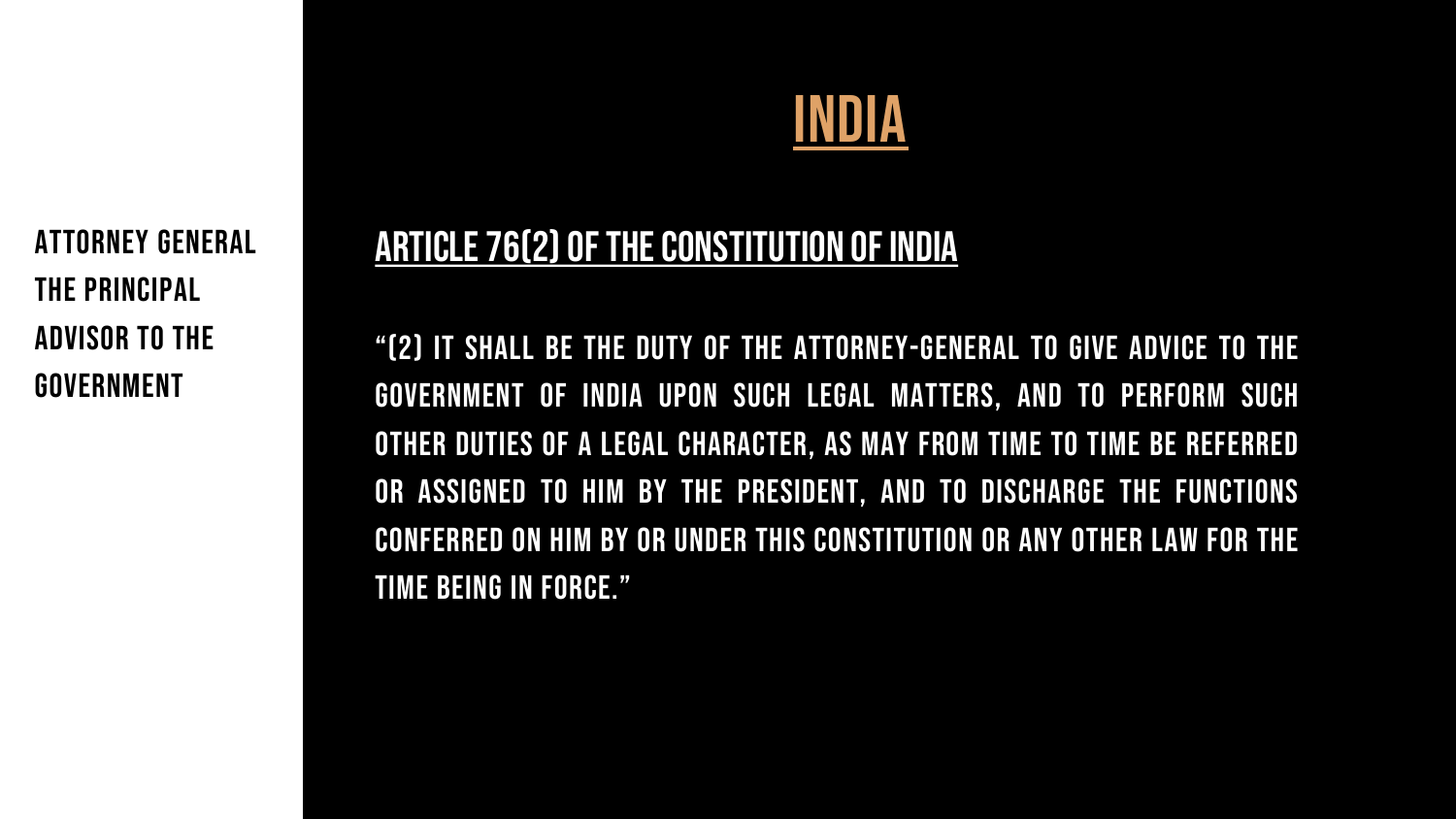**ATTORNEY GENERAL THE PRINCIPAL ADVISOR TO THE GOVERNMENT**

# INDIA

## ARTICLE 76(2) OF THE CONSTITUTION OF INDIA

"(2) IT SHALL BE THE DUTY OF THE ATTORNEY-GENERAL TO GIVE ADVICE TO THE GOVERNMENT OF INDIA UPON SUCH LEGAL MATTERS, AND TO PERFORM SUCH OTHER DUTIES OF A LEGAL CHARACTER, AS MAY FROM TIME TO TIME BE REFERRED OR ASSIGNED TO HIM BY THE PRESIDENT, AND TO DISCHARGE THE FUNCTIONS CONFERRED ON HIM BY OR UNDER THIS CONSTITUTION OR ANY OTHER LAW FOR THE TIME BEING IN FORCE."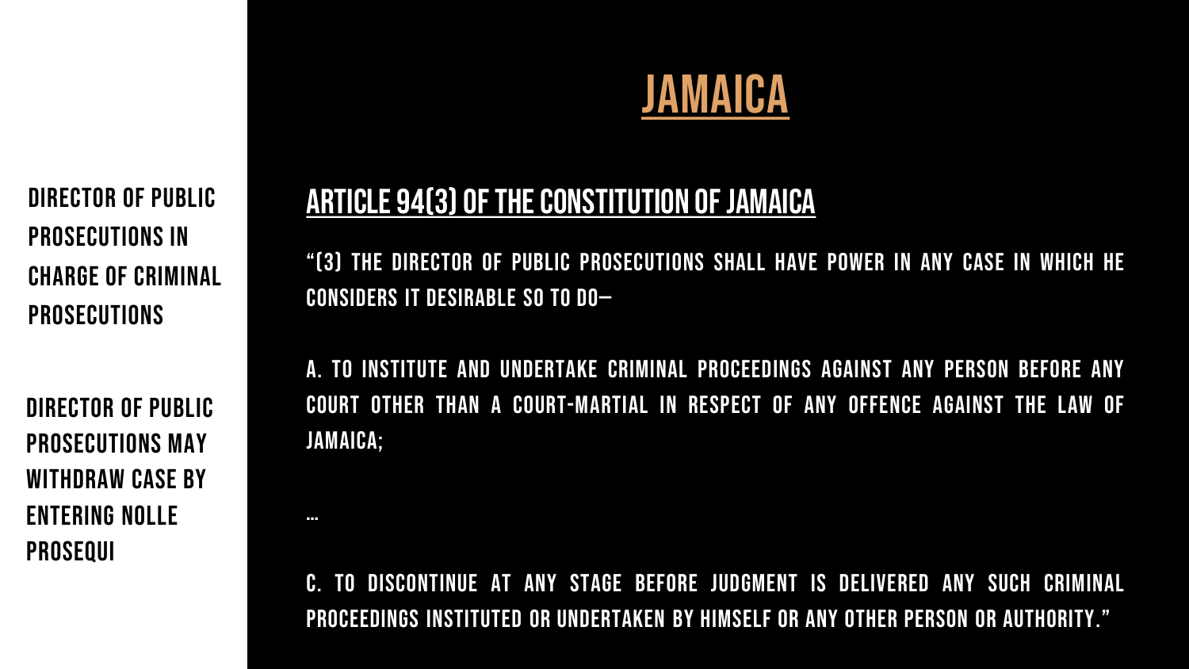# JAMAICA

DIRECTOR OF PUBLIC PROSECUTIONS IN CHARGE OF CRIMINAL PROSECUTIONS

DIRECTOR OF PUBLIC PROSECUTIONS MAY WITHDRAW CASE BY ENTERING NOLLE PROSEQUI

## ARTICLE 94(3) OF THE CONSTITUTION OF JAMAICA

"(3) THE DIRECTOR OF PUBLIC PROSECUTIONS SHALL HAVE POWER IN ANY CASE IN WHICH HE CONSIDERS IT DESIRABLE SO TO DO–

A. TO INSTITUTE AND UNDERTAKE CRIMINAL PROCEEDINGS AGAINST ANY PERSON BEFORE ANY COURT OTHER THAN A COURT-MARTIAL IN RESPECT OF ANY OFFENCE AGAINST THE LAW OF JAMAICA;

…

C. TO DISCONTINUE AT ANY STAGE BEFORE JUDGMENT IS DELIVERED ANY SUCH CRIMINAL PROCEEDINGS INSTITUTED OR UNDERTAKEN BY HIMSELF OR ANY OTHER PERSON OR AUTHORITY."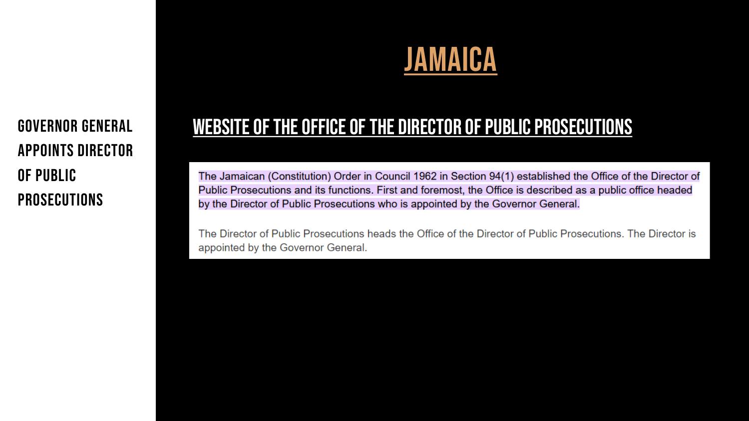**GOVERNOR GENERAL APPOINTS DIRECTOR OF PUBLIC PROSECUTIONS**

# JAMAICA

## WEBSITE OF THE OFFICE OF THE DIRECTOR OF PUBLIC PROSECUTIONS

The Jamaican (Constitution) Order in Council 1962 in Section 94(1) established the Office of the Director of Public Prosecutions and its functions. First and foremost, the Office is described as a public office headed by the Director of Public Prosecutions who is appointed by the Governor General.

The Director of Public Prosecutions heads the Office of the Director of Public Prosecutions. The Director is appointed by the Governor General.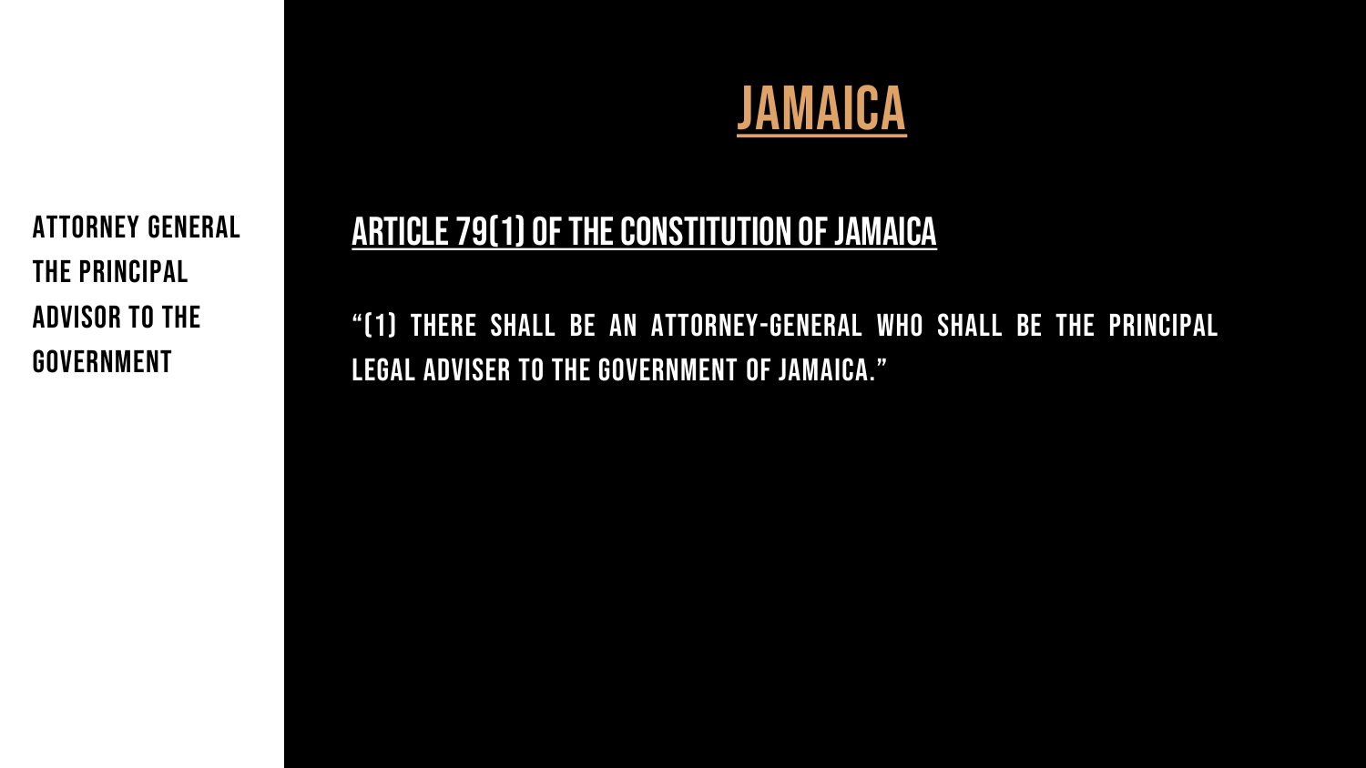**ATTORNEY GENERAL THE PRINCIPAL ADVISOR TO THE GOVERNMENT**

# JAMAICA

## ARTICLE 79(1) OF THE CONSTITUTION OF JAMAICA

"(1) THERE SHALL BE AN ATTORNEY-GENERAL WHO SHALL BE THE PRINCIPAL LEGAL ADVISER TO THE GOVERNMENT OF JAMAICA."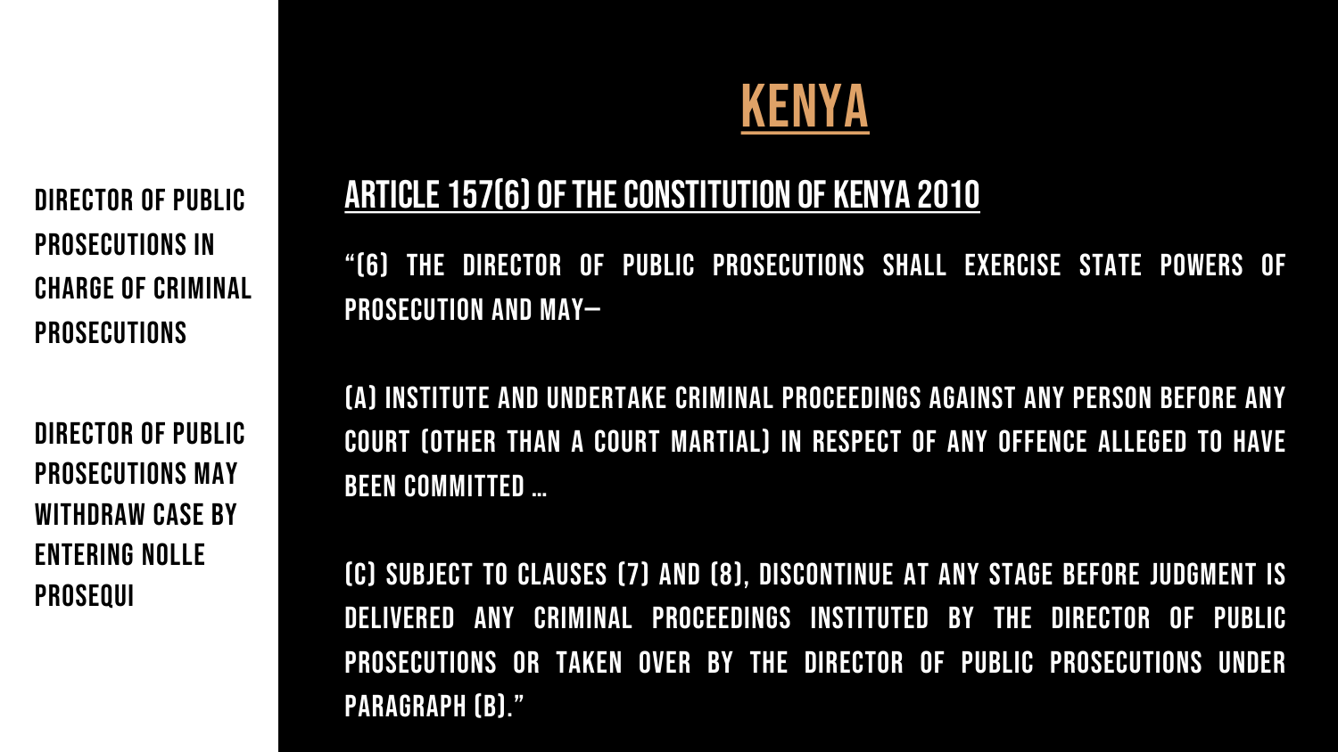# KENYA

Director of Public Prosecutions in charge of criminal prosecutions

Director of Public Prosecutions may withdraw case by entering nolle prosequi

## Article 157(6) of the Constitution of Kenya 2010

"(6) The Director of Public Prosecutions shall exercise State powers of prosecution and may—

(a) institute and undertake criminal proceedings against any person before any court (other than a court martial) in respect of any offence alleged to have been committed …

(c) subject to clauses (7) and (8), discontinue at any stage before judgment is delivered any criminal proceedings instituted by the Director of Public Prosecutions or taken over by the Director of Public Prosecutions under paragraph (b)."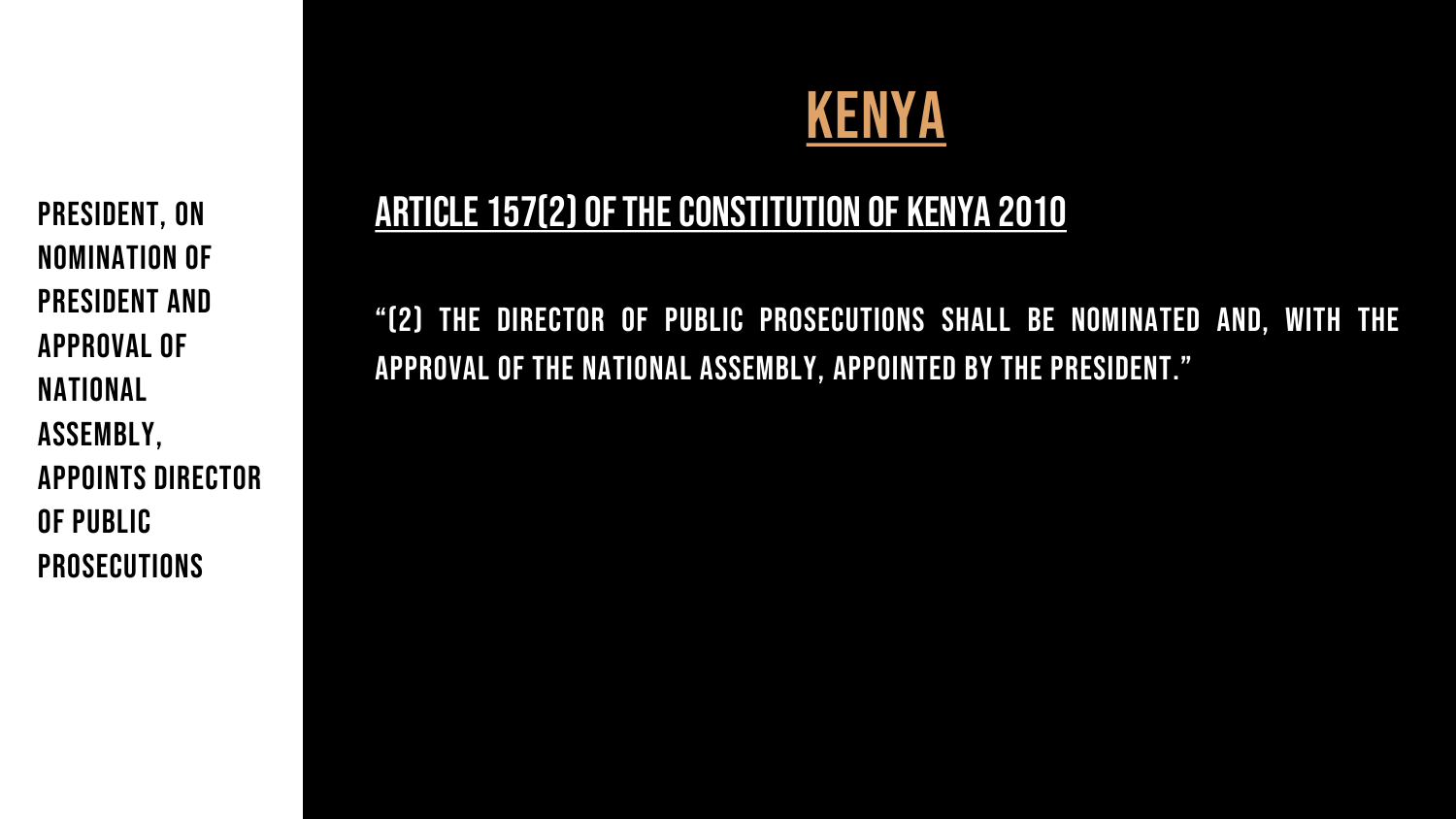President, on nomination of President and approval of National Assembly, appoints Director of Public Prosecutions

# Kenya

## Article 157(2) of the Constitution of Kenya 2010

"(2) The Director of Public Prosecutions shall be nominated and, with the approval of the National Assembly, appointed by the President."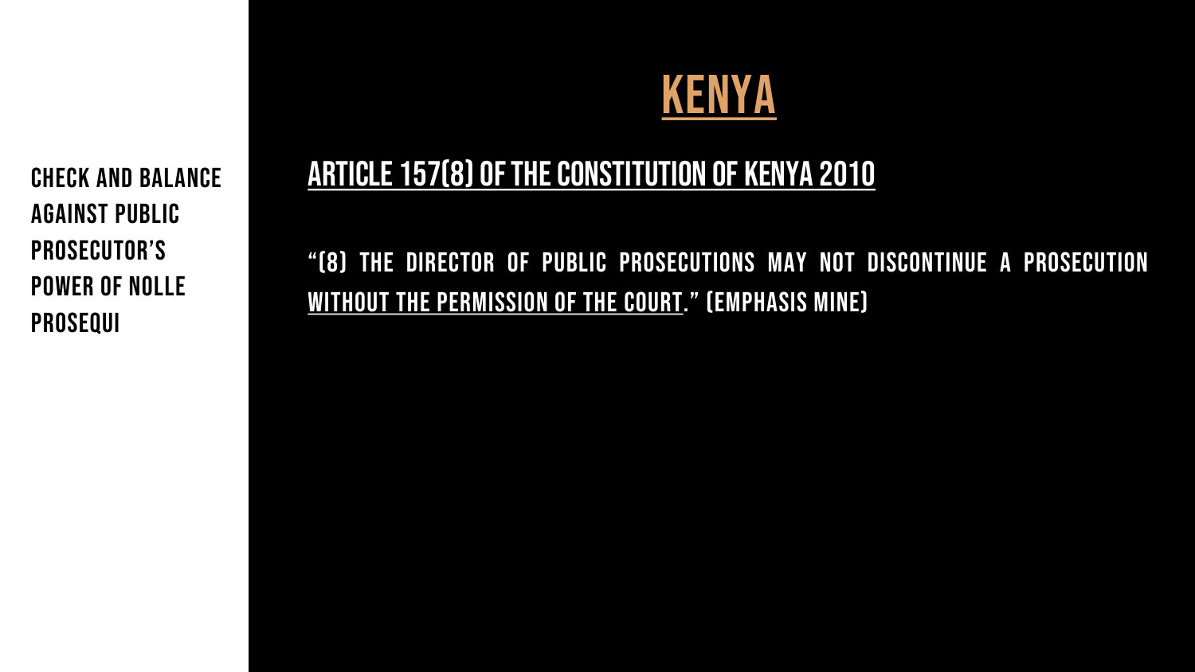**CHECK AND BALANCE AGAINST PUBLIC PROSECUTOR'S POWER OF NOLLE PROSEQUI**

# KENYA

## ARTICLE 157(8) OF THE CONSTITUTION OF KENYA 2010

"(8) THE DIRECTOR OF PUBLIC PROSECUTIONS MAY NOT DISCONTINUE A PROSECUTION WITHOUT THE PERMISSION OF THE COURT." (EMPHASIS MINE)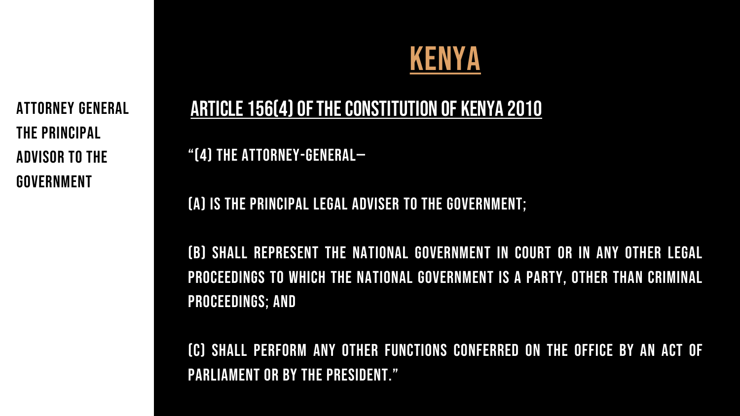**ATTORNEY GENERAL THE PRINCIPAL ADVISOR TO THE GOVERNMENT**

# KENYA

## ARTICLE 156(4) OF THE CONSTITUTION OF KENYA 2010

"(4) THE ATTORNEY-GENERAL—

(A) IS THE PRINCIPAL LEGAL ADVISER TO THE GOVERNMENT;

(B) SHALL REPRESENT THE NATIONAL GOVERNMENT IN COURT OR IN ANY OTHER LEGAL PROCEEDINGS TO WHICH THE NATIONAL GOVERNMENT IS A PARTY, OTHER THAN CRIMINAL PROCEEDINGS; AND

(C) SHALL PERFORM ANY OTHER FUNCTIONS CONFERRED ON THE OFFICE BY AN ACT OF PARLIAMENT OR BY THE PRESIDENT."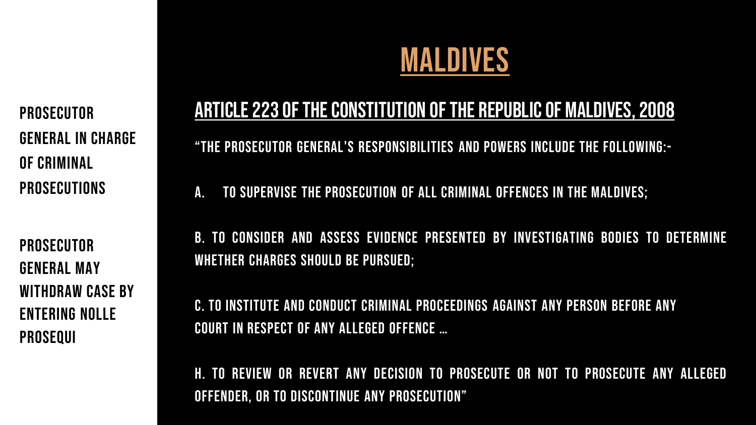PROSECUTOR GENERAL IN CHARGE OF CRIMINAL PROSECUTIONS

PROSECUTOR GENERAL MAY WITHDRAW CASE BY ENTERING NOLLE PROSEQUI

# MALDIVES

## ARTICLE 223 OF THE CONSTITUTION OF THE REPUBLIC OF MALDIVES, 2008

"THE PROSECUTOR GENERAL'S RESPONSIBILITIES AND POWERS INCLUDE THE FOLLOWING:-

A. TO SUPERVISE THE PROSECUTION OF ALL CRIMINAL OFFENCES IN THE MALDIVES;

B. TO CONSIDER AND ASSESS EVIDENCE PRESENTED BY INVESTIGATING BODIES TO DETERMINE WHETHER CHARGES SHOULD BE PURSUED;

C. TO INSTITUTE AND CONDUCT CRIMINAL PROCEEDINGS AGAINST ANY PERSON BEFORE ANY COURT IN RESPECT OF ANY ALLEGED OFFENCE …

H. TO REVIEW OR REVERT ANY DECISION TO PROSECUTE OR NOT TO PROSECUTE ANY ALLEGED OFFENDER, OR TO DISCONTINUE ANY PROSECUTION"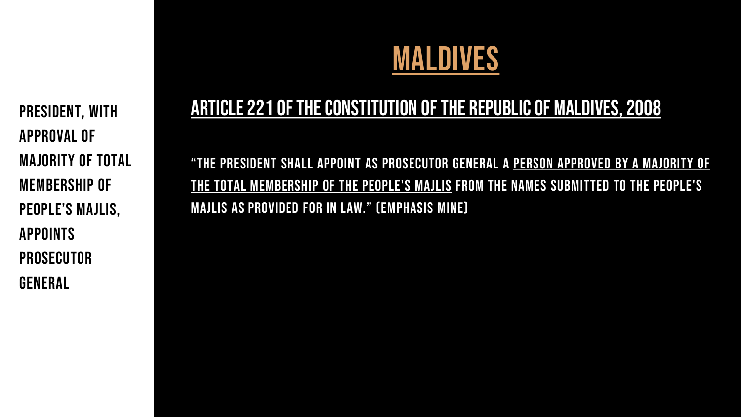# MALDIVES

**PRESIDENT, WITH APPROVAL OF MAJORITY OF TOTAL MEMBERSHIP OF PEOPLE'S MAJLIS, APPOINTS PROSECUTOR GENERAL**

## ARTICLE 221 OF THE CONSTITUTION OF THE REPUBLIC OF MALDIVES, 2008

"THE PRESIDENT SHALL APPOINT AS PROSECUTOR GENERAL A PERSON APPROVED BY A MAJORITY OF THE TOTAL MEMBERSHIP OF THE PEOPLE'S MAJLIS FROM THE NAMES SUBMITTED TO THE PEOPLE'S MAJLIS AS PROVIDED FOR IN LAW." (EMPHASIS MINE)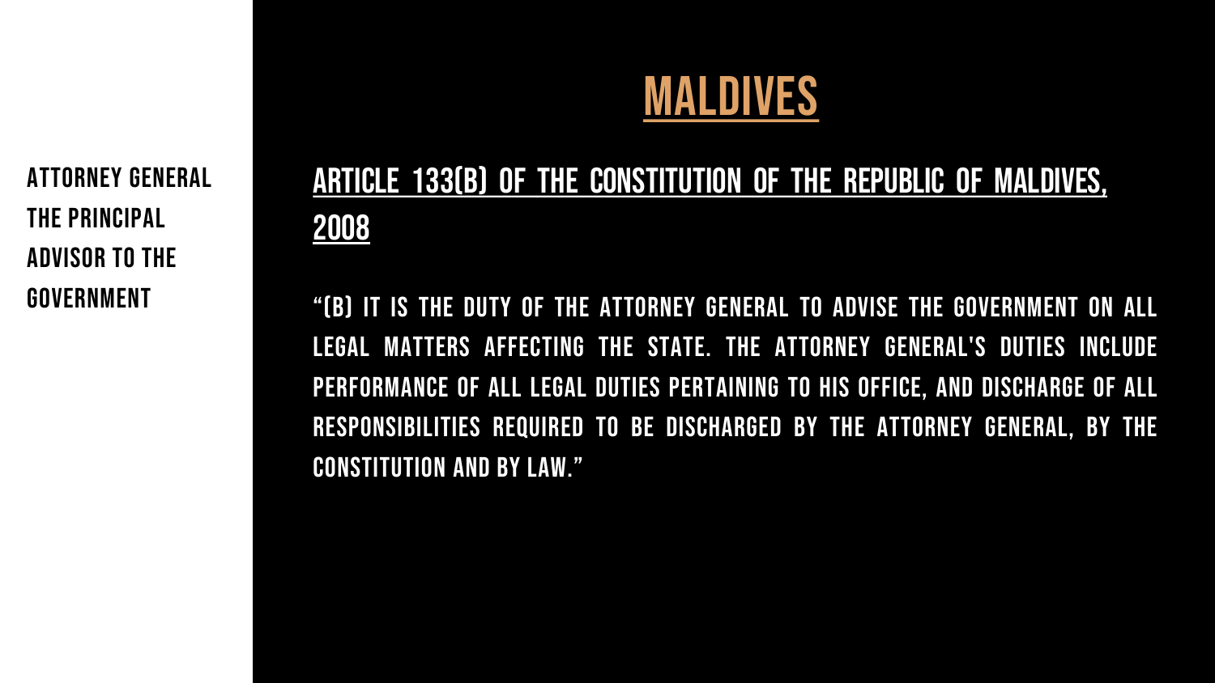ATTORNEY GENERAL THE PRINCIPAL ADVISOR TO THE GOVERNMENT

# MALDIVES

## ARTICLE 133(B) OF THE CONSTITUTION OF THE REPUBLIC OF MALDIVES, 2008

"(B) IT IS THE DUTY OF THE ATTORNEY GENERAL TO ADVISE THE GOVERNMENT ON ALL LEGAL MATTERS AFFECTING THE STATE. THE ATTORNEY GENERAL'S DUTIES INCLUDE PERFORMANCE OF ALL LEGAL DUTIES PERTAINING TO HIS OFFICE, AND DISCHARGE OF ALL RESPONSIBILITIES REQUIRED TO BE DISCHARGED BY THE ATTORNEY GENERAL, BY THE CONSTITUTION AND BY LAW."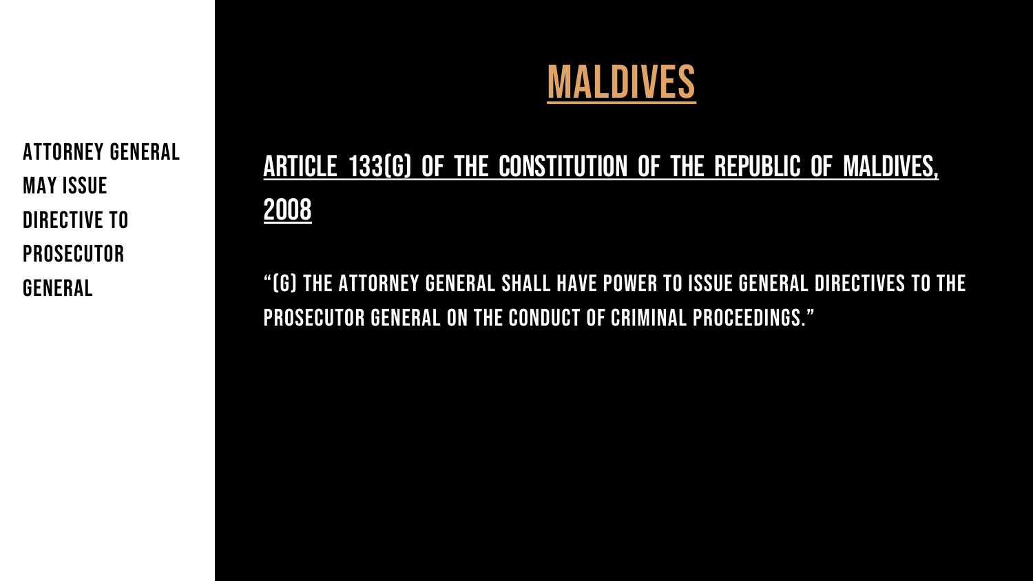ATTORNEY GENERAL MAY ISSUE DIRECTIVE TO PROSECUTOR GENERAL

# MALDIVES

## ARTICLE 133(G) OF THE CONSTITUTION OF THE REPUBLIC OF MALDIVES, 2008

"(G) THE ATTORNEY GENERAL SHALL HAVE POWER TO ISSUE GENERAL DIRECTIVES TO THE PROSECUTOR GENERAL ON THE CONDUCT OF CRIMINAL PROCEEDINGS."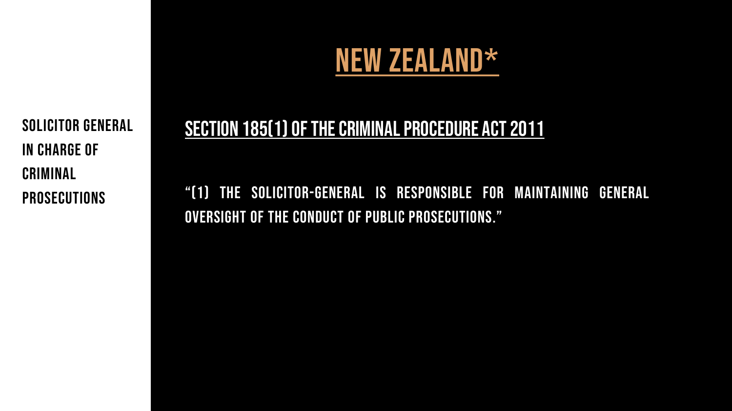# NEW ZEALAND*

**SOLICITOR GENERAL IN CHARGE OF CRIMINAL PROSECUTIONS**

## SECTION 185(1) OF THE CRIMINAL PROCEDURE ACT 2011

"(1) THE SOLICITOR-GENERAL IS RESPONSIBLE FOR MAINTAINING GENERAL OVERSIGHT OF THE CONDUCT OF PUBLIC PROSECUTIONS."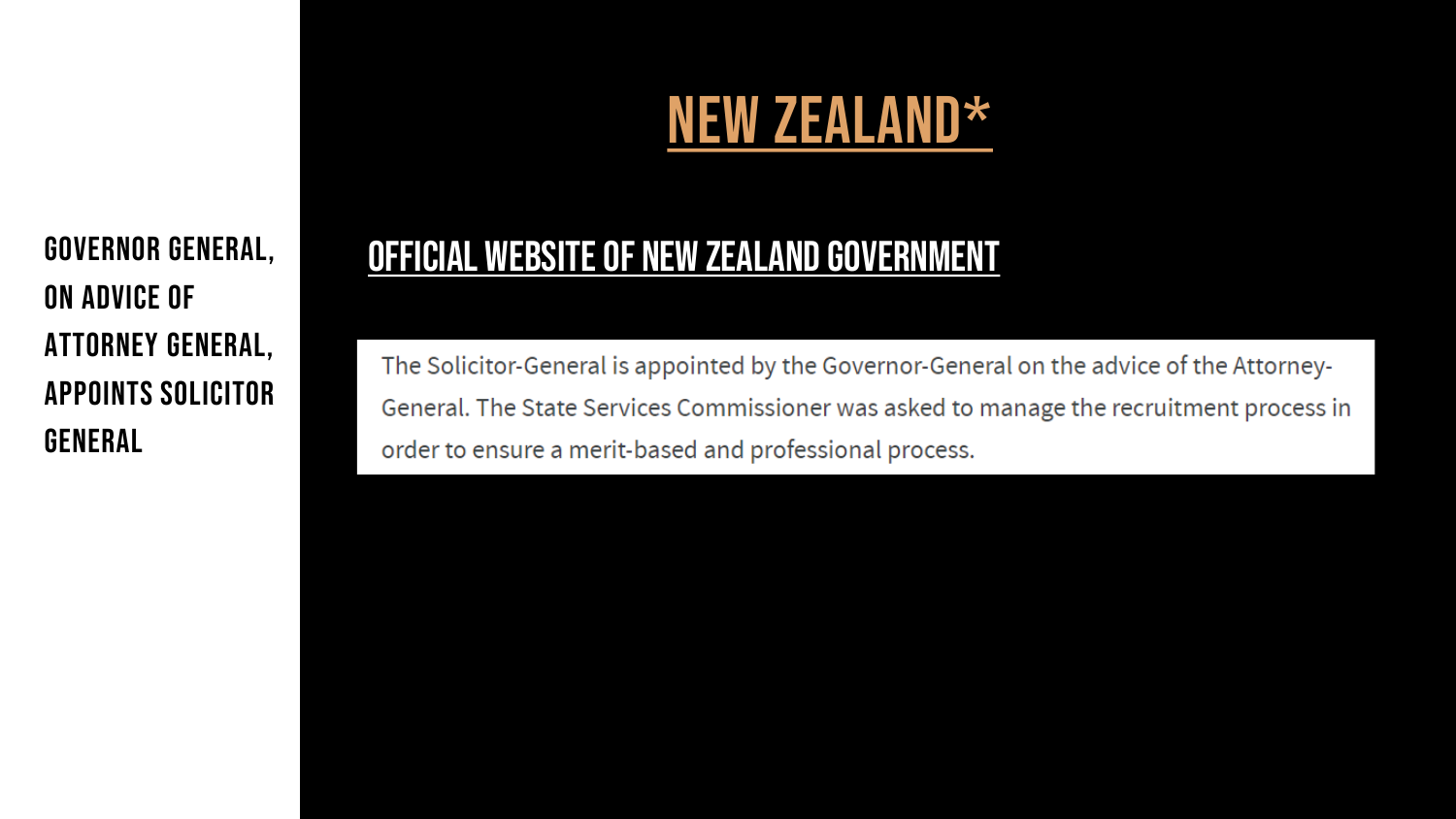# NEW ZEALAND*

**GOVERNOR GENERAL, ON ADVICE OF ATTORNEY GENERAL, APPOINTS SOLICITOR GENERAL**

## OFFICIAL WEBSITE OF NEW ZEALAND GOVERNMENT

The Solicitor-General is appointed by the Governor-General on the advice of the Attorney-General. The State Services Commissioner was asked to manage the recruitment process in order to ensure a merit-based and professional process.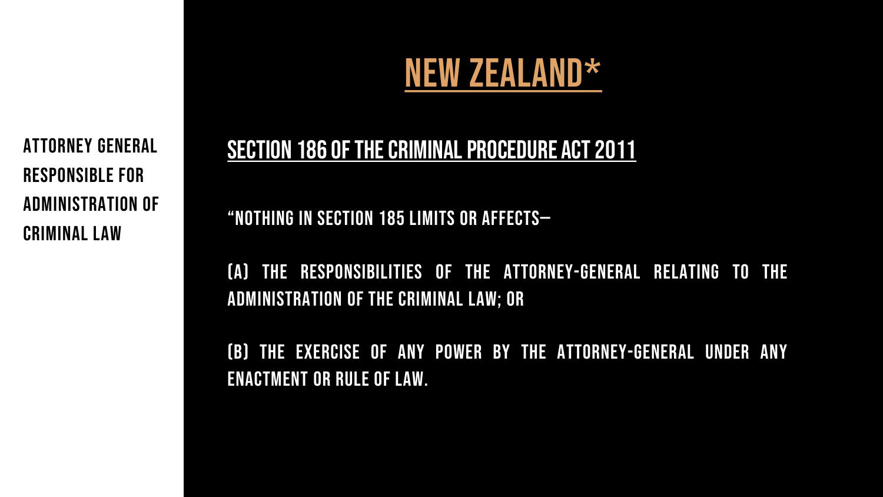**ATTORNEY GENERAL RESPONSIBLE FOR ADMINISTRATION OF CRIMINAL LAW**

# NEW ZEALAND*

## SECTION 186 OF THE CRIMINAL PROCEDURE ACT 2011

"NOTHING IN SECTION 185 LIMITS OR AFFECTS—

(A) THE RESPONSIBILITIES OF THE ATTORNEY-GENERAL RELATING TO THE ADMINISTRATION OF THE CRIMINAL LAW; OR

(B) THE EXERCISE OF ANY POWER BY THE ATTORNEY-GENERAL UNDER ANY ENACTMENT OR RULE OF LAW.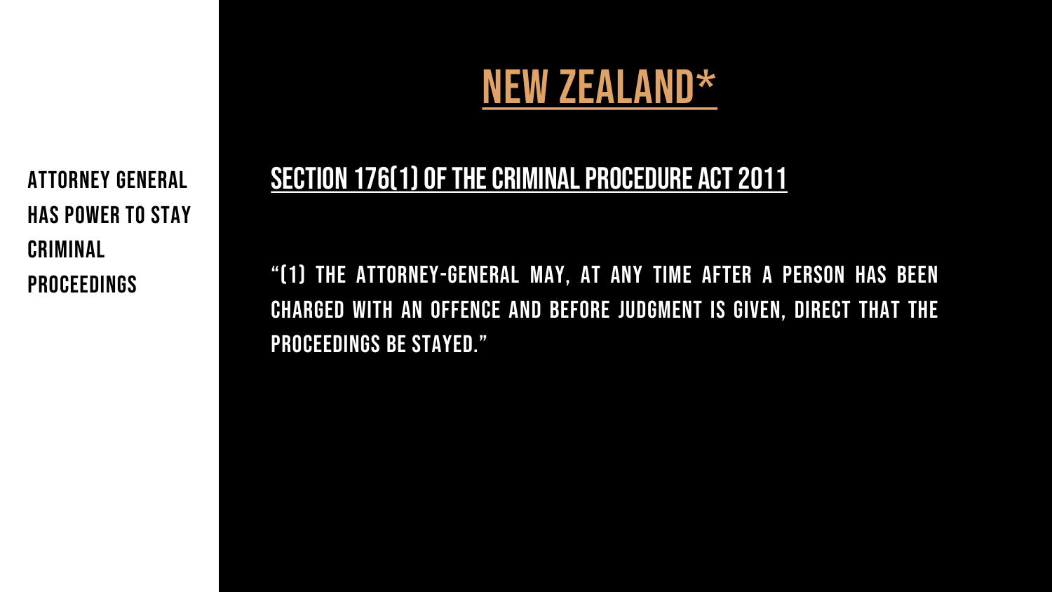**ATTORNEY GENERAL HAS POWER TO STAY CRIMINAL PROCEEDINGS**

# NEW ZEALAND*

## SECTION 176(1) OF THE CRIMINAL PROCEDURE ACT 2011

"(1) THE ATTORNEY-GENERAL MAY, AT ANY TIME AFTER A PERSON HAS BEEN CHARGED WITH AN OFFENCE AND BEFORE JUDGMENT IS GIVEN, DIRECT THAT THE PROCEEDINGS BE STAYED."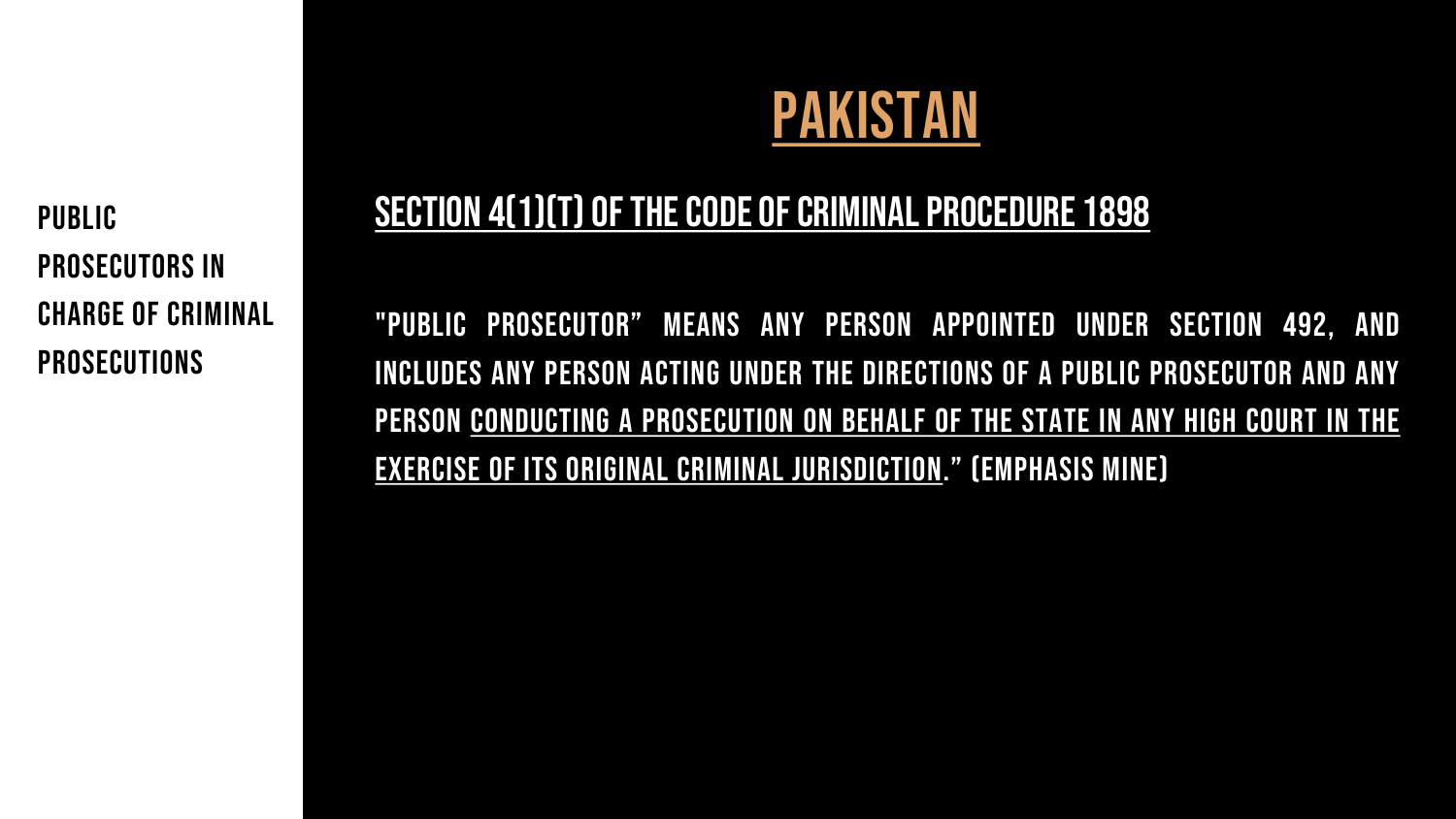PUBLIC PROSECUTORS IN CHARGE OF CRIMINAL PROSECUTIONS

# PAKISTAN

## SECTION 4(1)(T) OF THE CODE OF CRIMINAL PROCEDURE 1898

"PUBLIC PROSECUTOR" MEANS ANY PERSON APPOINTED UNDER SECTION 492, AND INCLUDES ANY PERSON ACTING UNDER THE DIRECTIONS OF A PUBLIC PROSECUTOR AND ANY PERSON <u>CONDUCTING A PROSECUTION ON BEHALF OF THE STATE IN ANY HIGH COURT IN THE EXERCISE OF ITS ORIGINAL CRIMINAL JURISDICTION</u>." (EMPHASIS MINE)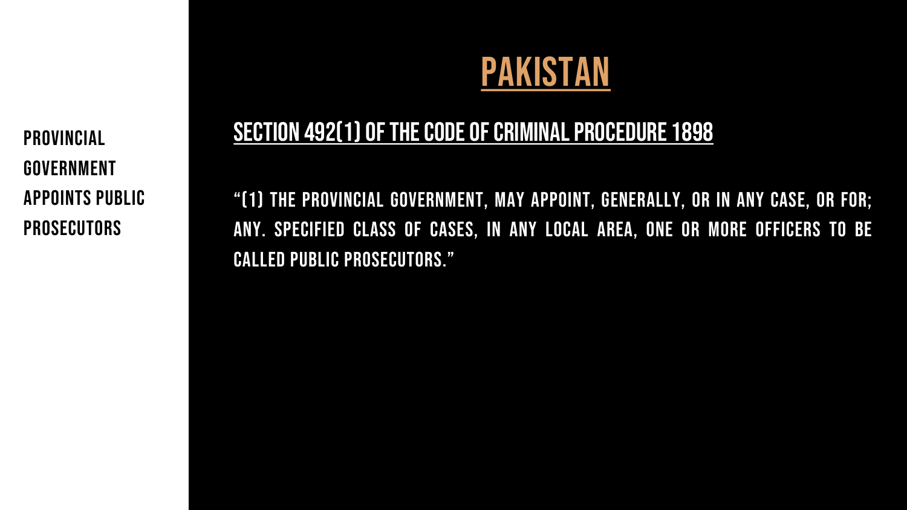**PROVINCIAL GOVERNMENT APPOINTS PUBLIC PROSECUTORS**

# PAKISTAN

## SECTION 492(1) OF THE CODE OF CRIMINAL PROCEDURE 1898

"(1) THE PROVINCIAL GOVERNMENT, MAY APPOINT, GENERALLY, OR IN ANY CASE, OR FOR; ANY. SPECIFIED CLASS OF CASES, IN ANY LOCAL AREA, ONE OR MORE OFFICERS TO BE CALLED PUBLIC PROSECUTORS."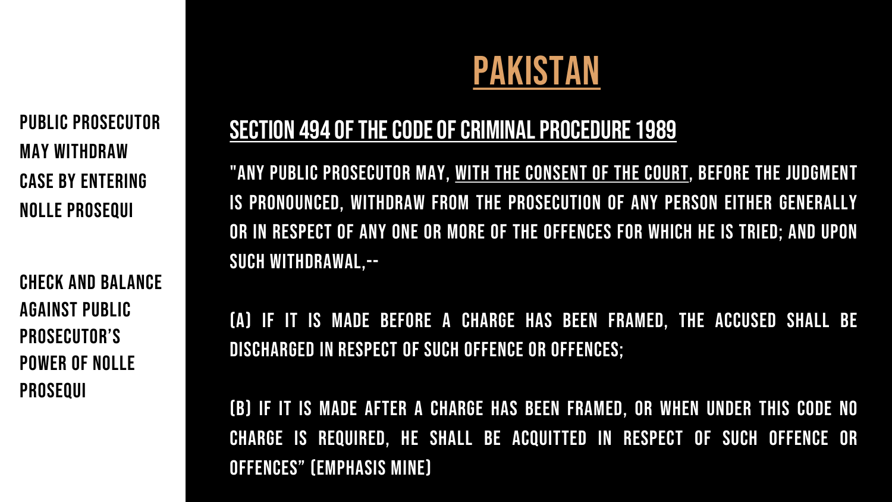Public Prosecutor may withdraw case by entering nolle prosequi

Check and balance against public prosecutor's power of nolle prosequi

# PAKISTAN

## SECTION 494 OF THE CODE OF CRIMINAL PROCEDURE 1989

"ANY PUBLIC PROSECUTOR MAY, WITH THE CONSENT OF THE COURT, BEFORE THE JUDGMENT IS PRONOUNCED, WITHDRAW FROM THE PROSECUTION OF ANY PERSON EITHER GENERALLY OR IN RESPECT OF ANY ONE OR MORE OF THE OFFENCES FOR WHICH HE IS TRIED; AND UPON SUCH WITHDRAWAL,--

(A) IF IT IS MADE BEFORE A CHARGE HAS BEEN FRAMED, THE ACCUSED SHALL BE DISCHARGED IN RESPECT OF SUCH OFFENCE OR OFFENCES;

(B) IF IT IS MADE AFTER A CHARGE HAS BEEN FRAMED, OR WHEN UNDER THIS CODE NO CHARGE IS REQUIRED, HE SHALL BE ACQUITTED IN RESPECT OF SUCH OFFENCE OR OFFENCES" (EMPHASIS MINE)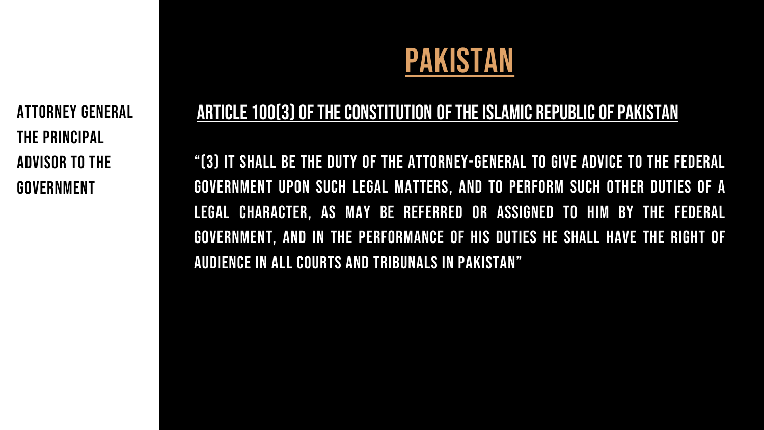**ATTORNEY GENERAL THE PRINCIPAL ADVISOR TO THE GOVERNMENT**

# PAKISTAN

## ARTICLE 100(3) OF THE CONSTITUTION OF THE ISLAMIC REPUBLIC OF PAKISTAN

"(3) IT SHALL BE THE DUTY OF THE ATTORNEY-GENERAL TO GIVE ADVICE TO THE FEDERAL GOVERNMENT UPON SUCH LEGAL MATTERS, AND TO PERFORM SUCH OTHER DUTIES OF A LEGAL CHARACTER, AS MAY BE REFERRED OR ASSIGNED TO HIM BY THE FEDERAL GOVERNMENT, AND IN THE PERFORMANCE OF HIS DUTIES HE SHALL HAVE THE RIGHT OF AUDIENCE IN ALL COURTS AND TRIBUNALS IN PAKISTAN"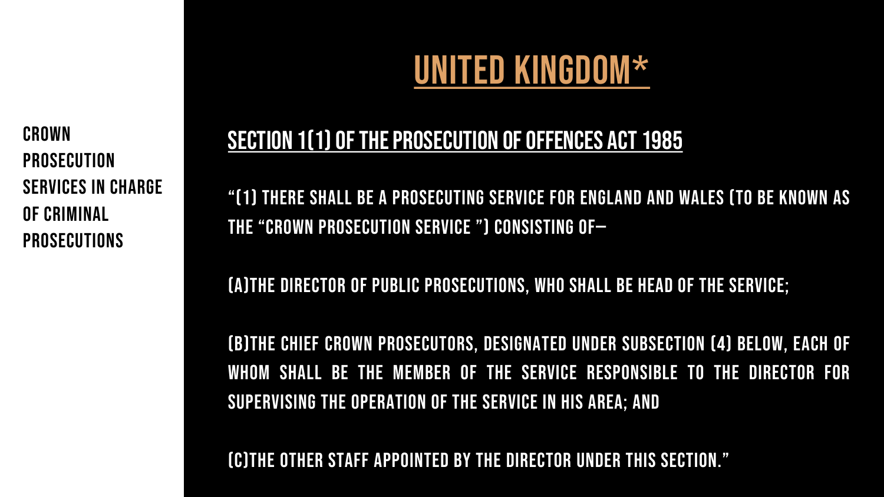Crown Prosecution Services in charge of criminal prosecutions

# United Kingdom*

## Section 1(1) of the Prosecution of Offences Act 1985

"(1) There shall be a prosecuting service for England and Wales (to be known as the "Crown Prosecution Service ") consisting of—

(a)the Director of Public Prosecutions, who shall be head of the Service;

(b)the Chief Crown Prosecutors, designated under subsection (4) below, each of whom shall be the member of the Service responsible to the Director for supervising the operation of the Service in his area; and

(c)the other staff appointed by the Director under this section."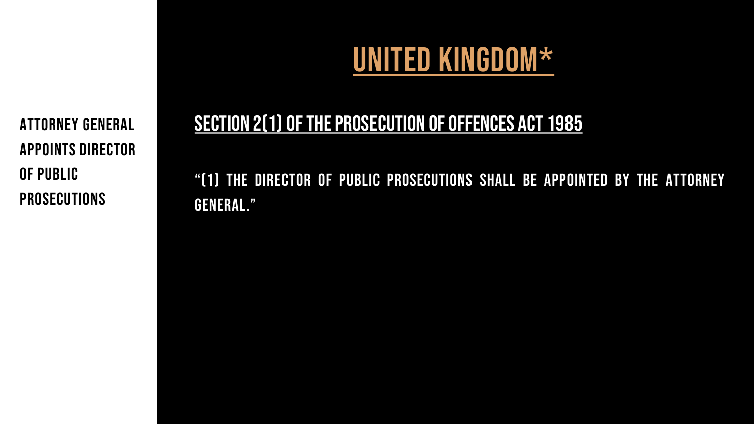# UNITED KINGDOM*

ATTORNEY GENERAL APPOINTS DIRECTOR OF PUBLIC PROSECUTIONS

## SECTION 2(1) OF THE PROSECUTION OF OFFENCES ACT 1985

"(1) THE DIRECTOR OF PUBLIC PROSECUTIONS SHALL BE APPOINTED BY THE ATTORNEY GENERAL."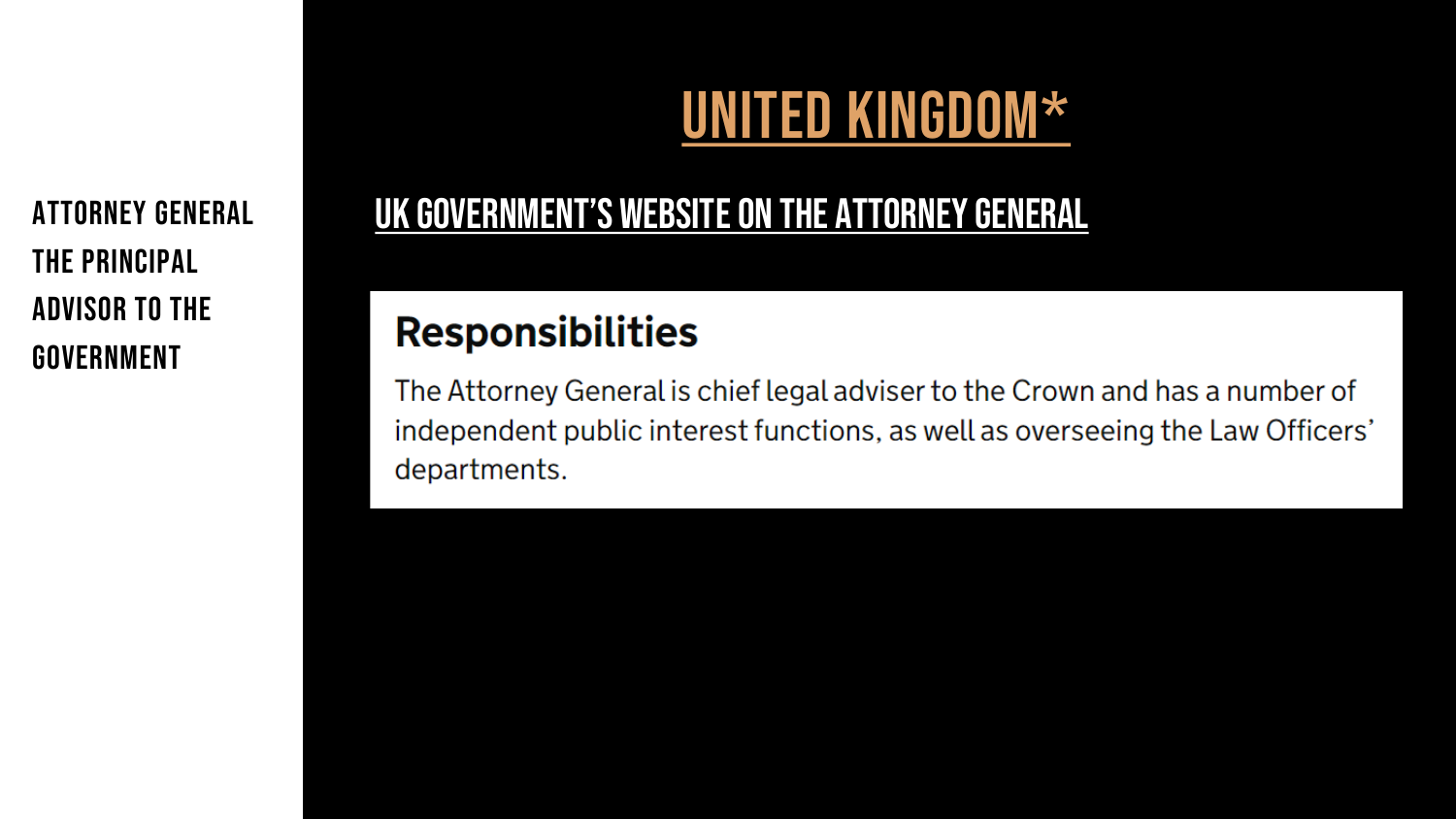ATTORNEY GENERAL THE PRINCIPAL ADVISOR TO THE GOVERNMENT

# UNITED KINGDOM*

## UK GOVERNMENT'S WEBSITE ON THE ATTORNEY GENERAL

### Responsibilities

The Attorney General is chief legal adviser to the Crown and has a number of independent public interest functions, as well as overseeing the Law Officers' departments.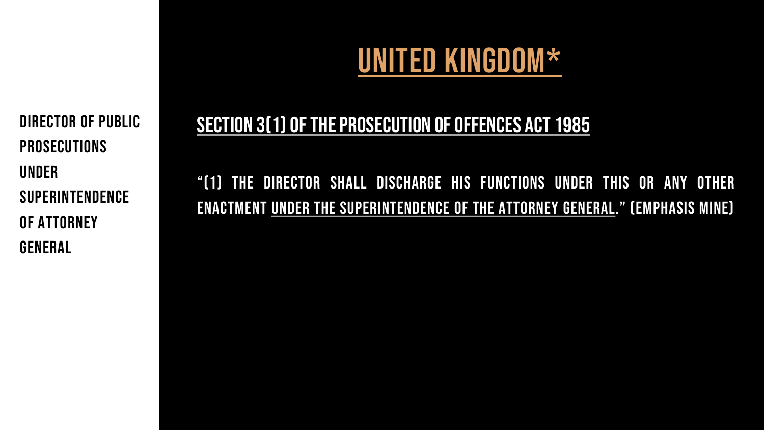DIRECTOR OF PUBLIC PROSECUTIONS UNDER SUPERINTENDENCE OF ATTORNEY GENERAL

# UNITED KINGDOM*

## SECTION 3(1) OF THE PROSECUTION OF OFFENCES ACT 1985

"(1) THE DIRECTOR SHALL DISCHARGE HIS FUNCTIONS UNDER THIS OR ANY OTHER ENACTMENT UNDER THE SUPERINTENDENCE OF THE ATTORNEY GENERAL." (EMPHASIS MINE)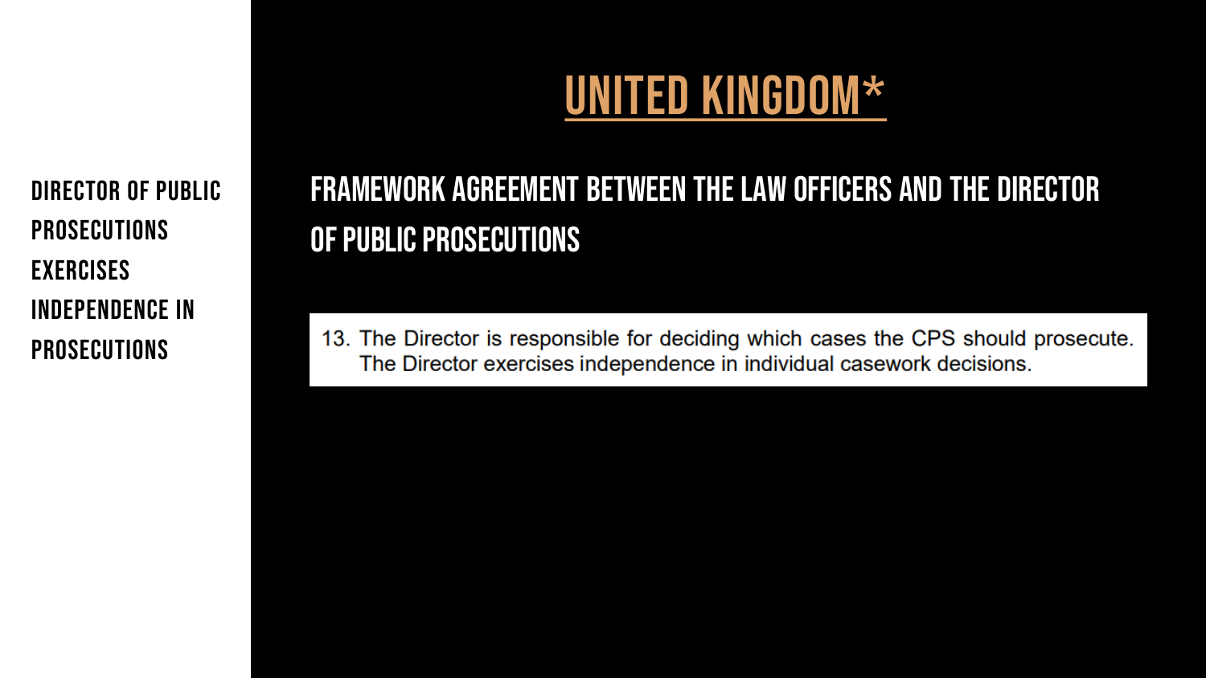# UNITED KINGDOM*

**DIRECTOR OF PUBLIC PROSECUTIONS EXERCISES INDEPENDENCE IN PROSECUTIONS**

## FRAMEWORK AGREEMENT BETWEEN THE LAW OFFICERS AND THE DIRECTOR OF PUBLIC PROSECUTIONS

13. The Director is responsible for deciding which cases the CPS should prosecute. The Director exercises independence in individual casework decisions.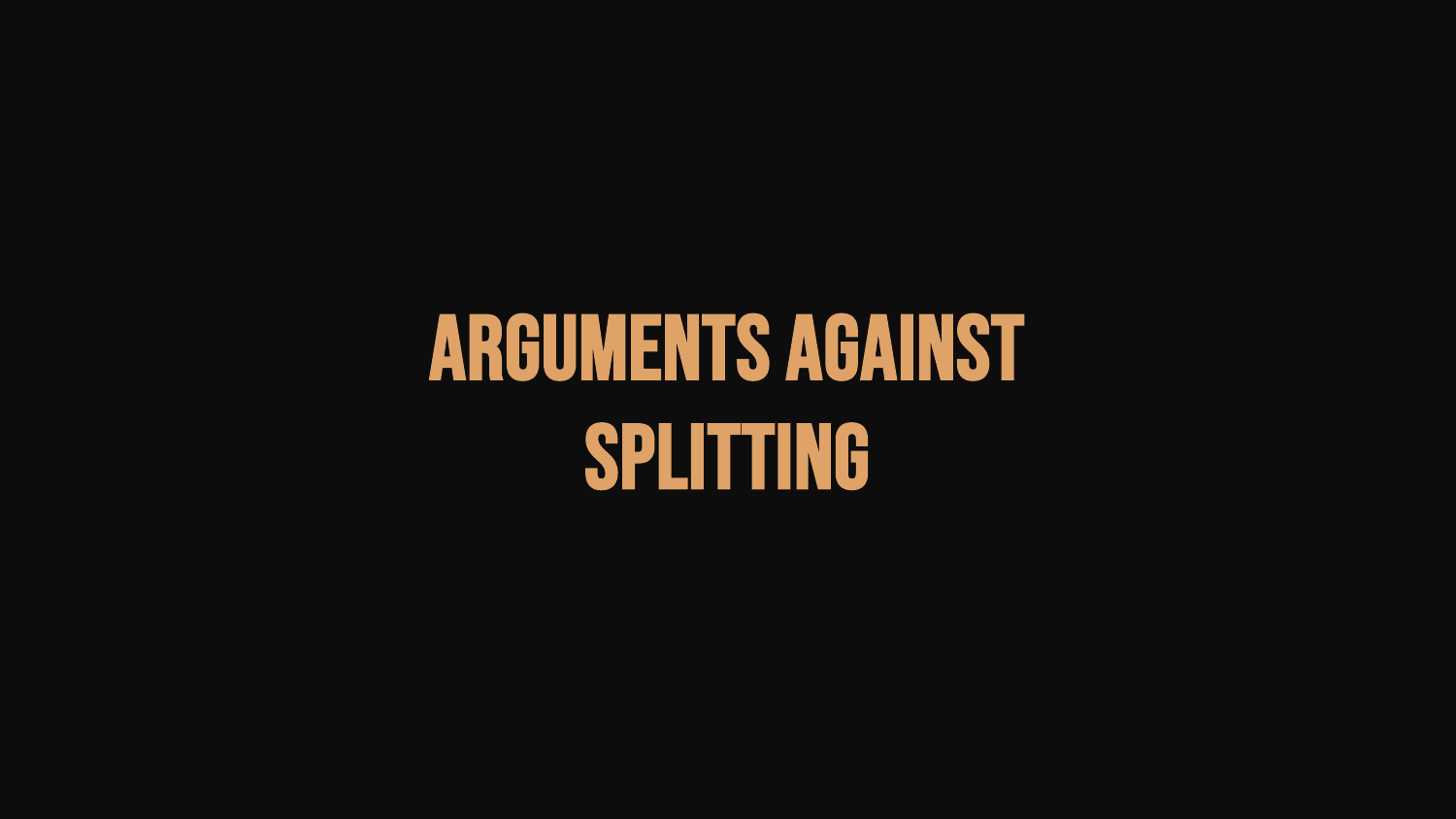# ARGUMENTS AGAINST SPLITTING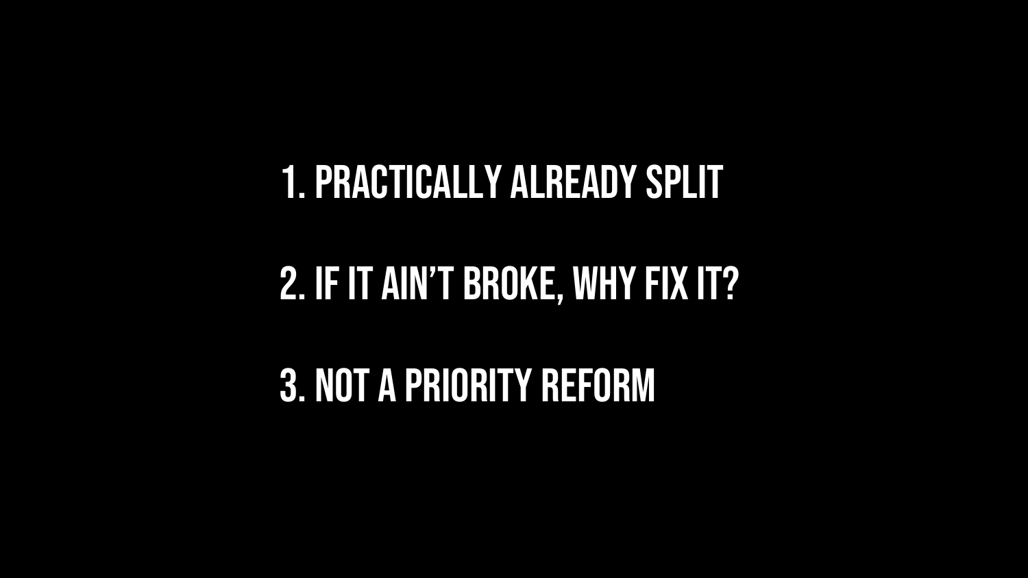1. PRACTICALLY ALREADY SPLIT
2. IF IT AIN'T BROKE, WHY FIX IT?
3. NOT A PRIORITY REFORM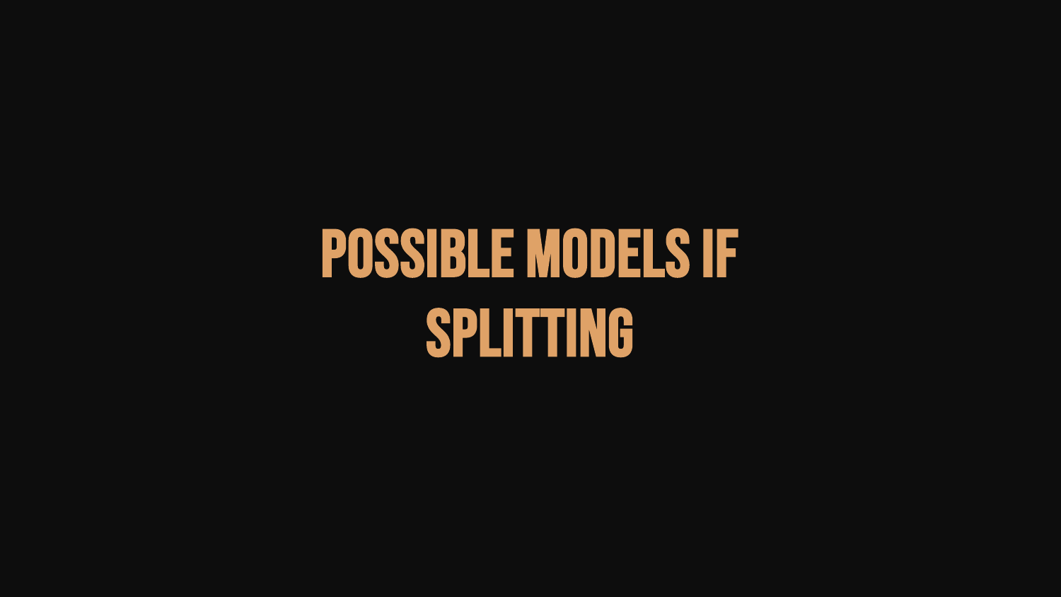# POSSIBLE MODELS IF SPLITTING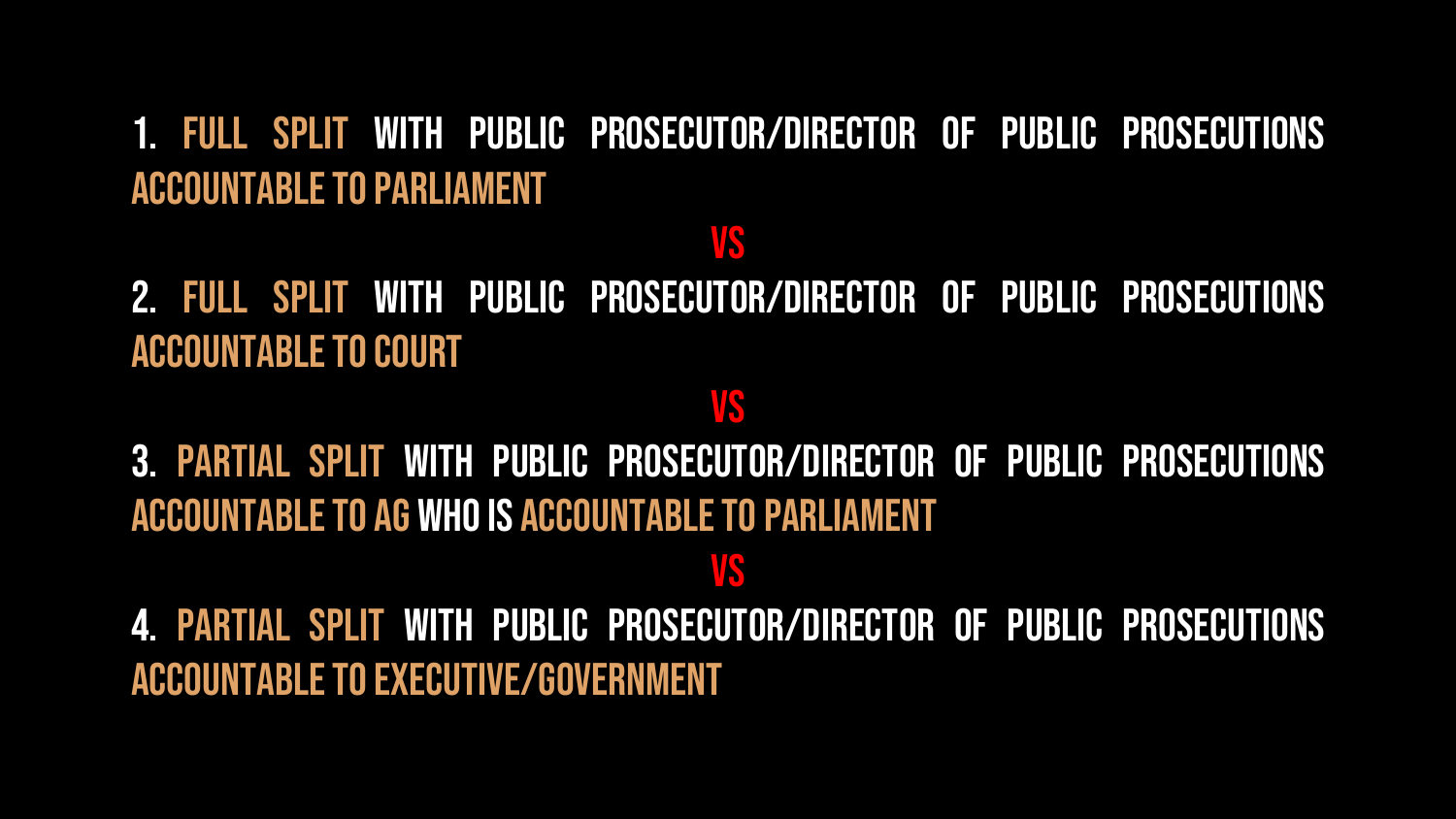1. **FULL SPLIT** WITH PUBLIC PROSECUTOR/DIRECTOR OF PUBLIC PROSECUTIONS **ACCOUNTABLE TO PARLIAMENT**

**VS**

2. **FULL SPLIT** WITH PUBLIC PROSECUTOR/DIRECTOR OF PUBLIC PROSECUTIONS **ACCOUNTABLE TO COURT**

**VS**

3. **PARTIAL SPLIT** WITH PUBLIC PROSECUTOR/DIRECTOR OF PUBLIC PROSECUTIONS **ACCOUNTABLE TO AG** WHO IS **ACCOUNTABLE TO PARLIAMENT**

**VS**

4. **PARTIAL SPLIT** WITH PUBLIC PROSECUTOR/DIRECTOR OF PUBLIC PROSECUTIONS **ACCOUNTABLE TO EXECUTIVE/GOVERNMENT**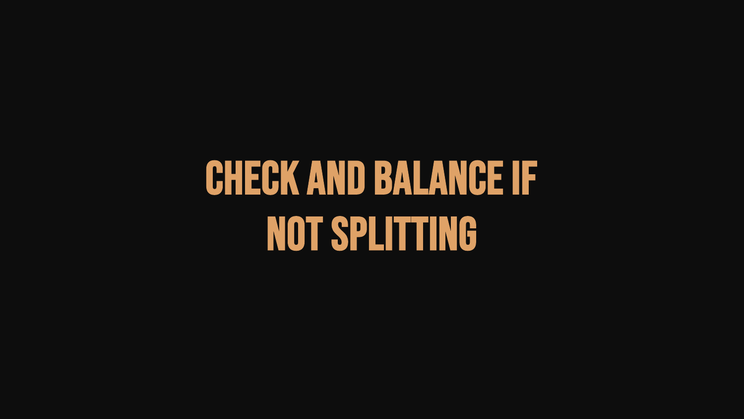# CHECK AND BALANCE IF NOT SPLITTING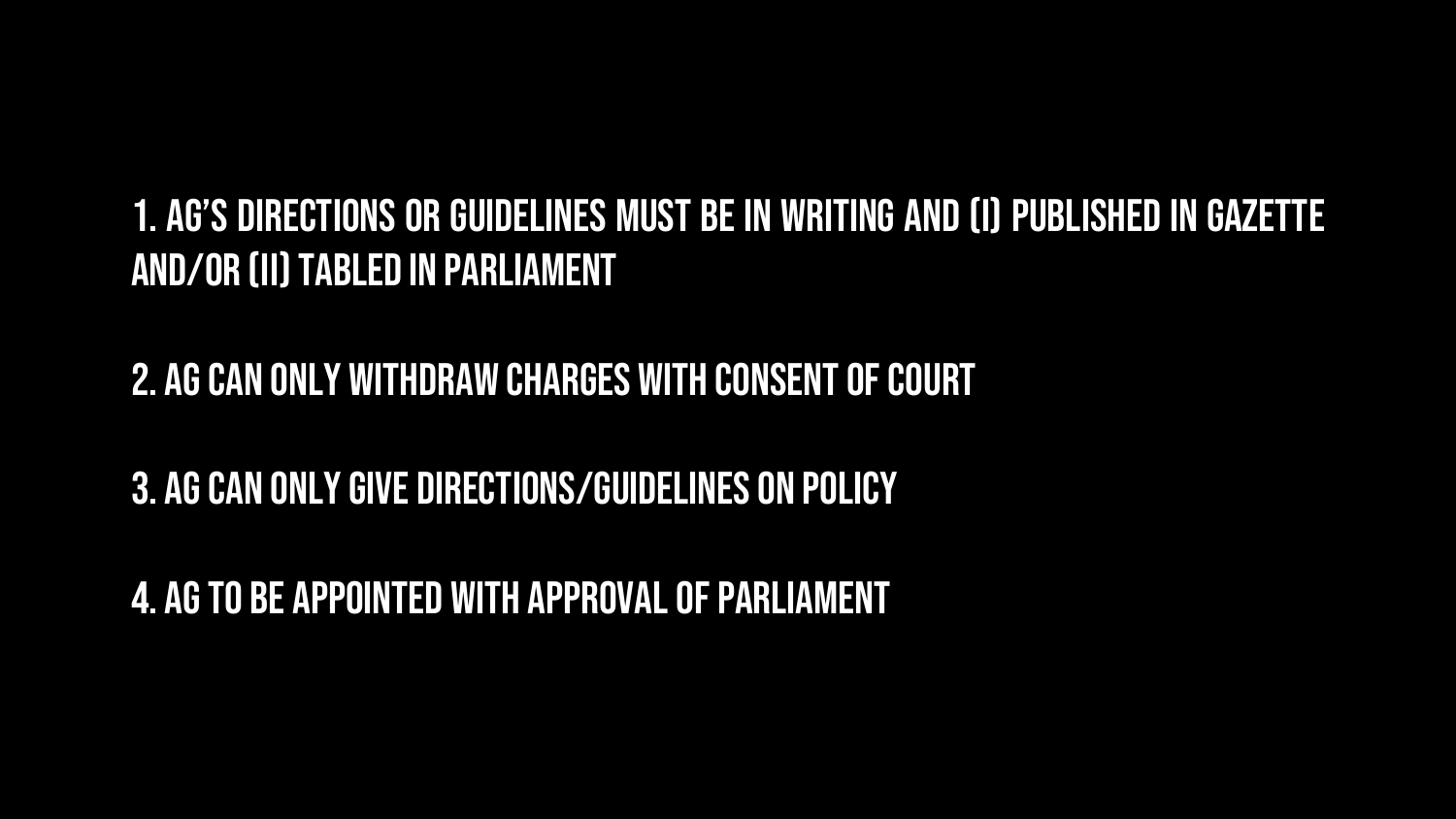1. AG'S DIRECTIONS OR GUIDELINES MUST BE IN WRITING AND (I) PUBLISHED IN GAZETTE AND/OR (II) TABLED IN PARLIAMENT

2. AG CAN ONLY WITHDRAW CHARGES WITH CONSENT OF COURT

3. AG CAN ONLY GIVE DIRECTIONS/GUIDELINES ON POLICY

4. AG TO BE APPOINTED WITH APPROVAL OF PARLIAMENT